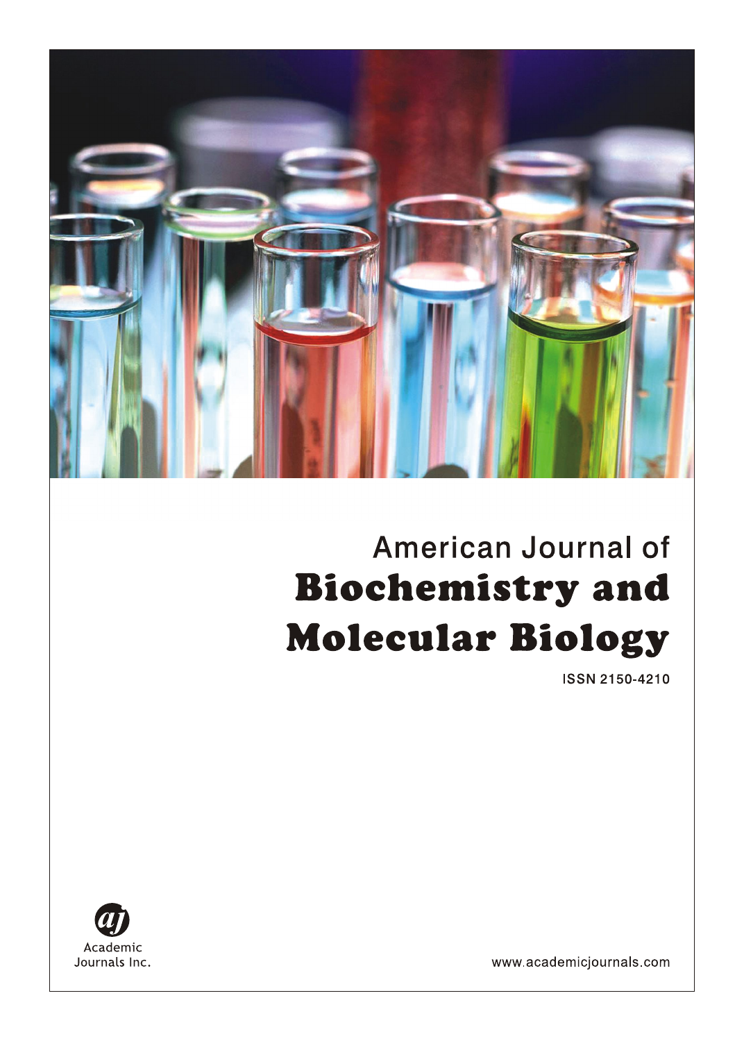American Journal of

# Biochemistry and Molecular Biology

ISSN 2150-4210

Academic Journals Inc.

www.academicjournals.com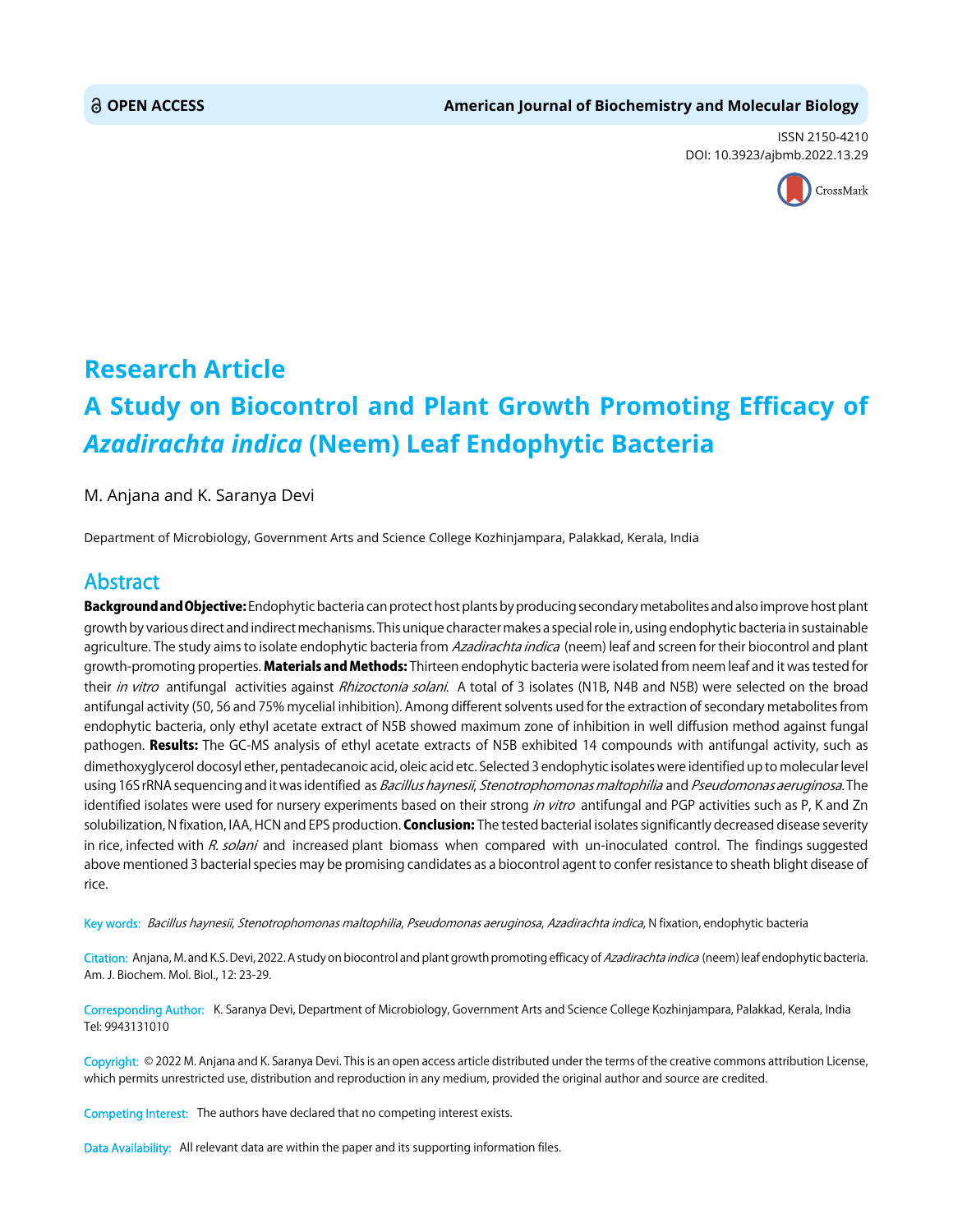# Research Article

# A Study on Biocontrol and Plant Growth Promoting Efficacy of *Azadirachta indica* (Neem) Leaf Endophytic Bacteria

M. Anjana and K. Saranya Devi

Department of Microbiology, Government Arts and Science College Kozhinjampara, Palakkad, Kerala, India

## Abstract

**Background and Objective:** Endophytic bacteria can protect host plants by producing secondary metabolites and also improve host plant growth by various direct and indirect mechanisms. This unique character makes a special role in, using endophytic bacteria in sustainable agriculture. The study aims to isolate endophytic bacteria from *Azadirachta indica* (neem) leaf and screen for their biocontrol and plant growth-promoting properties. **Materials and Methods:** Thirteen endophytic bacteria were isolated from neem leaf and it was tested for their *in vitro* antifungal activities against *Rhizoctonia solani*. A total of 3 isolates (N1B, N4B and N5B) were selected on the broad antifungal activity (50, 56 and 75% mycelial inhibition). Among different solvents used for the extraction of secondary metabolites from endophytic bacteria, only ethyl acetate extract of N5B showed maximum zone of inhibition in well diffusion method against fungal pathogen. **Results:** The GC-MS analysis of ethyl acetate extracts of N5B exhibited 14 compounds with antifungal activity, such as dimethoxyglycerol docosyl ether, pentadecanoic acid, oleic acid etc. Selected 3 endophytic isolates were identified up to molecular level using 16S rRNA sequencing and it was identified as *Bacillus haynesii*, *Stenotrophomonas maltophilia* and *Pseudomonas aeruginosa*. The identified isolates were used for nursery experiments based on their strong *in vitro* antifungal and PGP activities such as P, K and Zn solubilization, N fixation, IAA, HCN and EPS production. **Conclusion:** The tested bacterial isolates significantly decreased disease severity in rice, infected with *R. solani* and increased plant biomass when compared with un-inoculated control. The findings suggested above mentioned 3 bacterial species may be promising candidates as a biocontrol agent to confer resistance to sheath blight disease of rice.

**Key words:** *Bacillus haynesii*, *Stenotrophomonas maltophilia*, *Pseudomonas aeruginosa*, *Azadirachta indica*, N fixation, endophytic bacteria

**Citation:** Anjana, M. and K.S. Devi, 2022. A study on biocontrol and plant growth promoting efficacy of *Azadirachta indica* (neem) leaf endophytic bacteria. Am. J. Biochem. Mol. Biol., 12: 23-29.

**Corresponding Author:** K. Saranya Devi, Department of Microbiology, Government Arts and Science College Kozhinjampara, Palakkad, Kerala, India Tel: 9943131010

**Copyright:** © 2022 M. Anjana and K. Saranya Devi. This is an open access article distributed under the terms of the creative commons attribution License, which permits unrestricted use, distribution and reproduction in any medium, provided the original author and source are credited.

**Competing Interest:** The authors have declared that no competing interest exists.

**Data Availability:** All relevant data are within the paper and its supporting information files.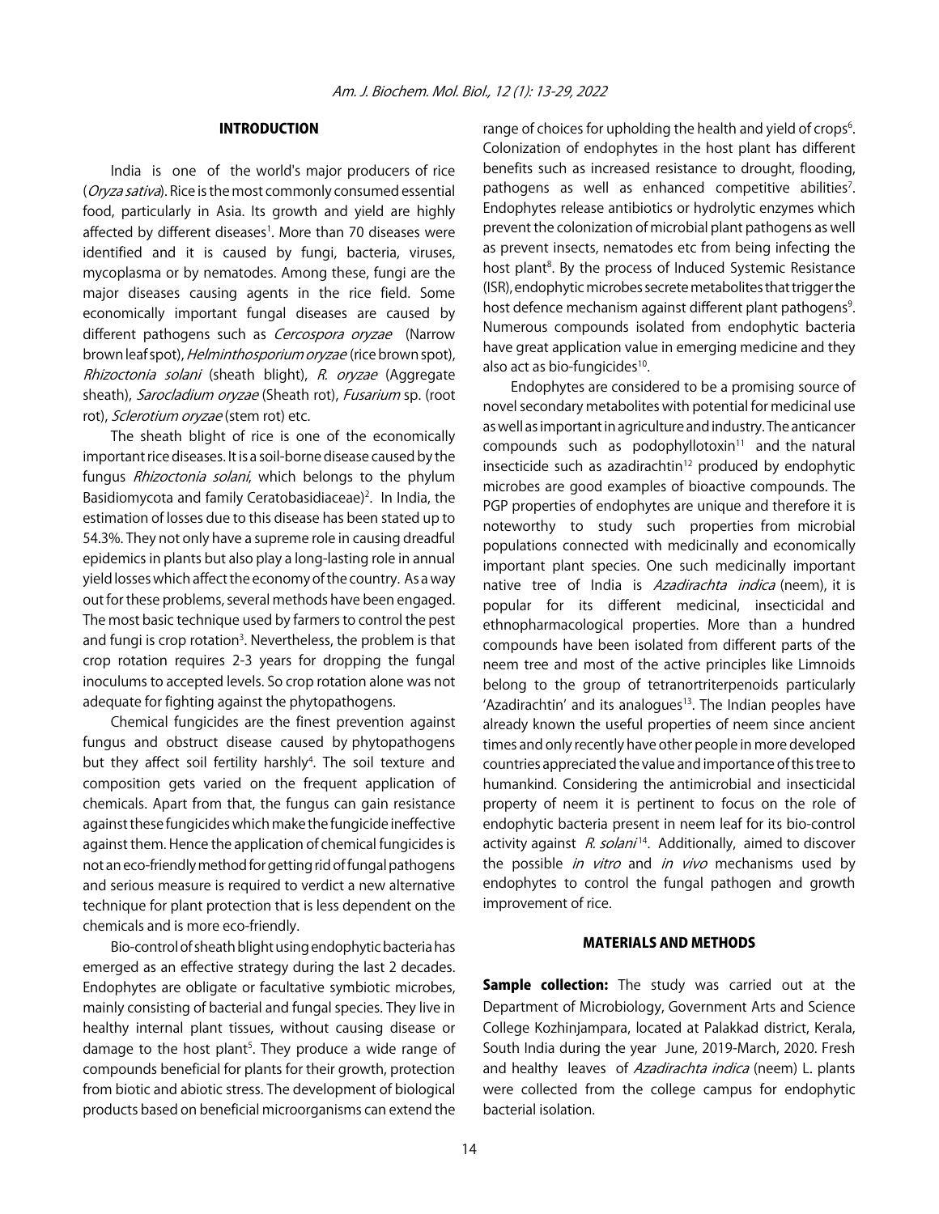## INTRODUCTION

India is one of the world's major producers of rice (*Oryza sativa*). Rice is the most commonly consumed essential food, particularly in Asia. Its growth and yield are highly affected by different diseases[1]. More than 70 diseases were identified and it is caused by fungi, bacteria, viruses, mycoplasma or by nematodes. Among these, fungi are the major diseases causing agents in the rice field. Some economically important fungal diseases are caused by different pathogens such as *Cercospora oryzae* (Narrow brown leaf spot), *Helminthosporium oryzae* (rice brown spot), *Rhizoctonia solani* (sheath blight), *R. oryzae* (Aggregate sheath), *Sarocladium oryzae* (Sheath rot), *Fusarium* sp. (root rot), *Sclerotium oryzae* (stem rot) etc.

The sheath blight of rice is one of the economically important rice diseases. It is a soil-borne disease caused by the fungus *Rhizoctonia solani*, which belongs to the phylum Basidiomycota and family Ceratobasidiaceae)[2]. In India, the estimation of losses due to this disease has been stated up to 54.3%. They not only have a supreme role in causing dreadful epidemics in plants but also play a long-lasting role in annual yield losses which affect the economy of the country. As a way out for these problems, several methods have been engaged. The most basic technique used by farmers to control the pest and fungi is crop rotation[3]. Nevertheless, the problem is that crop rotation requires 2-3 years for dropping the fungal inoculums to accepted levels. So crop rotation alone was not adequate for fighting against the phytopathogens.

Chemical fungicides are the finest prevention against fungus and obstruct disease caused by phytopathogens but they affect soil fertility harshly[4]. The soil texture and composition gets varied on the frequent application of chemicals. Apart from that, the fungus can gain resistance against these fungicides which make the fungicide ineffective against them. Hence the application of chemical fungicides is not an eco-friendly method for getting rid of fungal pathogens and serious measure is required to verdict a new alternative technique for plant protection that is less dependent on the chemicals and is more eco-friendly.

Bio-control of sheath blight using endophytic bacteria has emerged as an effective strategy during the last 2 decades. Endophytes are obligate or facultative symbiotic microbes, mainly consisting of bacterial and fungal species. They live in healthy internal plant tissues, without causing disease or damage to the host plant[5]. They produce a wide range of compounds beneficial for plants for their growth, protection from biotic and abiotic stress. The development of biological products based on beneficial microorganisms can extend the range of choices for upholding the health and yield of crops[6]. Colonization of endophytes in the host plant has different benefits such as increased resistance to drought, flooding, pathogens as well as enhanced competitive abilities[7]. Endophytes release antibiotics or hydrolytic enzymes which prevent the colonization of microbial plant pathogens as well as prevent insects, nematodes etc from being infecting the host plant[8]. By the process of Induced Systemic Resistance (ISR), endophytic microbes secrete metabolites that trigger the host defence mechanism against different plant pathogens[9]. Numerous compounds isolated from endophytic bacteria have great application value in emerging medicine and they also act as bio-fungicides[10].

Endophytes are considered to be a promising source of novel secondary metabolites with potential for medicinal use as well as important in agriculture and industry. The anticancer compounds such as podophyllotoxin[11] and the natural insecticide such as azadirachtin[12] produced by endophytic microbes are good examples of bioactive compounds. The PGP properties of endophytes are unique and therefore it is noteworthy to study such properties from microbial populations connected with medicinally and economically important plant species. One such medicinally important native tree of India is *Azadirachta indica* (neem), it is popular for its different medicinal, insecticidal and ethnopharmacological properties. More than a hundred compounds have been isolated from different parts of the neem tree and most of the active principles like Limnoids belong to the group of tetranortriterpenoids particularly 'Azadirachtin' and its analogues[13]. The Indian peoples have already known the useful properties of neem since ancient times and only recently have other people in more developed countries appreciated the value and importance of this tree to humankind. Considering the antimicrobial and insecticidal property of neem it is pertinent to focus on the role of endophytic bacteria present in neem leaf for its bio-control activity against *R. solani*[14]. Additionally, aimed to discover the possible *in vitro* and *in vivo* mechanisms used by endophytes to control the fungal pathogen and growth improvement of rice.

## MATERIALS AND METHODS

**Sample collection:** The study was carried out at the Department of Microbiology, Government Arts and Science College Kozhinjampara, located at Palakkad district, Kerala, South India during the year June, 2019-March, 2020. Fresh and healthy leaves of *Azadirachta indica* (neem) L. plants were collected from the college campus for endophytic bacterial isolation.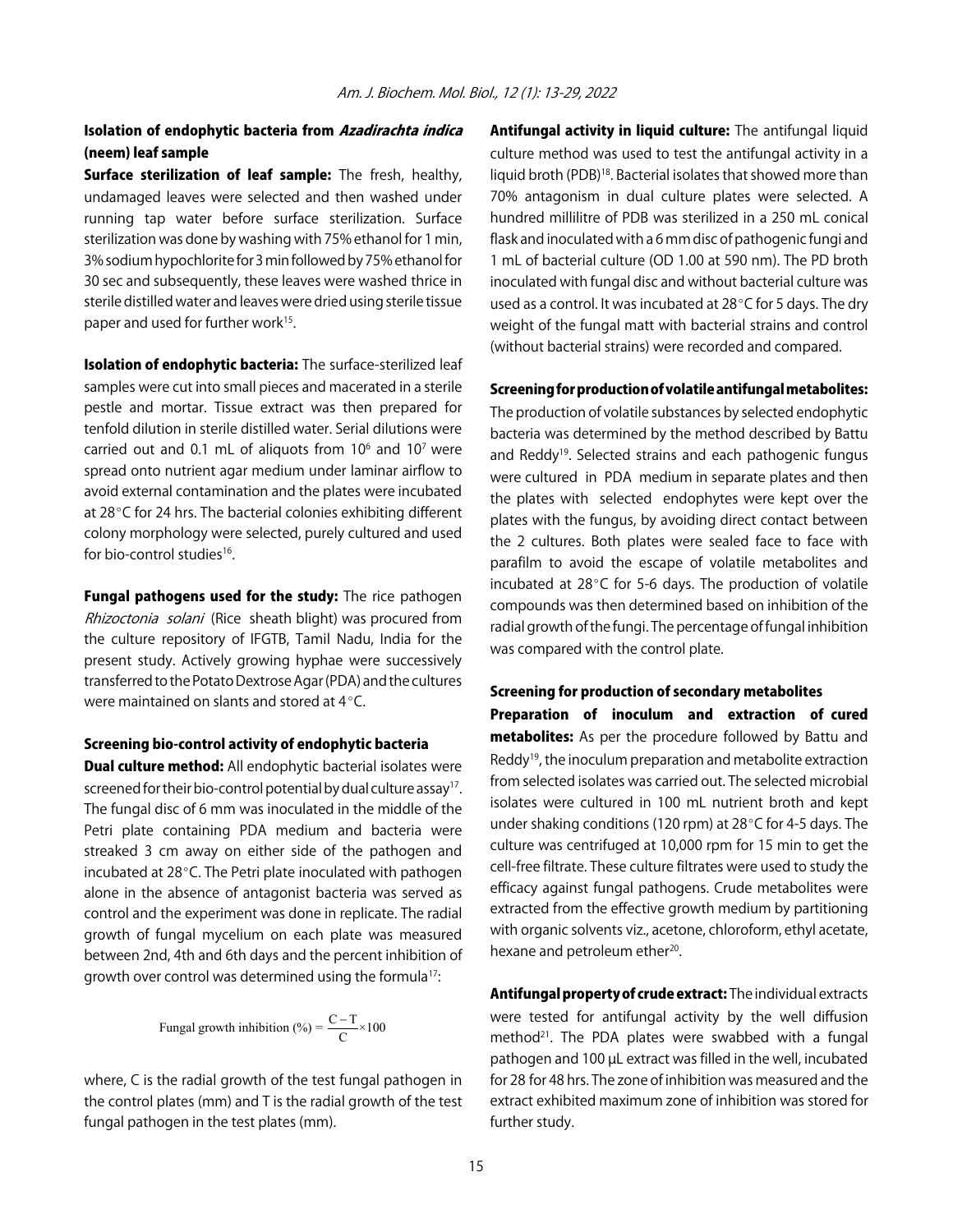### Isolation of endophytic bacteria from *Azadirachta indica* (neem) leaf sample

**Surface sterilization of leaf sample:** The fresh, healthy, undamaged leaves were selected and then washed under running tap water before surface sterilization. Surface sterilization was done by washing with 75% ethanol for 1 min, 3% sodium hypochlorite for 3 min followed by 75% ethanol for 30 sec and subsequently, these leaves were washed thrice in sterile distilled water and leaves were dried using sterile tissue paper and used for further work[15].

**Isolation of endophytic bacteria:** The surface-sterilized leaf samples were cut into small pieces and macerated in a sterile pestle and mortar. Tissue extract was then prepared for tenfold dilution in sterile distilled water. Serial dilutions were carried out and 0.1 mL of aliquots from $10^6$ and $10^7$ were spread onto nutrient agar medium under laminar airflow to avoid external contamination and the plates were incubated at 28°C for 24 hrs. The bacterial colonies exhibiting different colony morphology were selected, purely cultured and used for bio-control studies[16].

**Fungal pathogens used for the study:** The rice pathogen *Rhizoctonia solani* (Rice sheath blight) was procured from the culture repository of IFGTB, Tamil Nadu, India for the present study. Actively growing hyphae were successively transferred to the Potato Dextrose Agar (PDA) and the cultures were maintained on slants and stored at 4°C.

### Screening bio-control activity of endophytic bacteria

**Dual culture method:** All endophytic bacterial isolates were screened for their bio-control potential by dual culture assay[17]. The fungal disc of 6 mm was inoculated in the middle of the Petri plate containing PDA medium and bacteria were streaked 3 cm away on either side of the pathogen and incubated at 28°C. The Petri plate inoculated with pathogen alone in the absence of antagonist bacteria was served as control and the experiment was done in replicate. The radial growth of fungal mycelium on each plate was measured between 2nd, 4th and 6th days and the percent inhibition of growth over control was determined using the formula[17]:

$$\text{Fungal growth inhibition (\%)} = \frac{C - T}{C} \times 100$$

where, C is the radial growth of the test fungal pathogen in the control plates (mm) and T is the radial growth of the test fungal pathogen in the test plates (mm).

**Antifungal activity in liquid culture:** The antifungal liquid culture method was used to test the antifungal activity in a liquid broth (PDB)[18]. Bacterial isolates that showed more than 70% antagonism in dual culture plates were selected. A hundred millilitre of PDB was sterilized in a 250 mL conical flask and inoculated with a 6 mm disc of pathogenic fungi and 1 mL of bacterial culture (OD 1.00 at 590 nm). The PD broth inoculated with fungal disc and without bacterial culture was used as a control. It was incubated at 28°C for 5 days. The dry weight of the fungal matt with bacterial strains and control (without bacterial strains) were recorded and compared.

**Screening for production of volatile antifungal metabolites:** The production of volatile substances by selected endophytic bacteria was determined by the method described by Battu and Reddy[19]. Selected strains and each pathogenic fungus were cultured in PDA medium in separate plates and then the plates with selected endophytes were kept over the plates with the fungus, by avoiding direct contact between the 2 cultures. Both plates were sealed face to face with parafilm to avoid the escape of volatile metabolites and incubated at 28°C for 5-6 days. The production of volatile compounds was then determined based on inhibition of the radial growth of the fungi. The percentage of fungal inhibition was compared with the control plate.

### Screening for production of secondary metabolites

**Preparation of inoculum and extraction of cured metabolites:** As per the procedure followed by Battu and Reddy[19], the inoculum preparation and metabolite extraction from selected isolates was carried out. The selected microbial isolates were cultured in 100 mL nutrient broth and kept under shaking conditions (120 rpm) at 28°C for 4-5 days. The culture was centrifuged at 10,000 rpm for 15 min to get the cell-free filtrate. These culture filtrates were used to study the efficacy against fungal pathogens. Crude metabolites were extracted from the effective growth medium by partitioning with organic solvents viz., acetone, chloroform, ethyl acetate, hexane and petroleum ether[20].

**Antifungal property of crude extract:** The individual extracts were tested for antifungal activity by the well diffusion method[21]. The PDA plates were swabbed with a fungal pathogen and 100 µL extract was filled in the well, incubated for 28 for 48 hrs. The zone of inhibition was measured and the extract exhibited maximum zone of inhibition was stored for further study.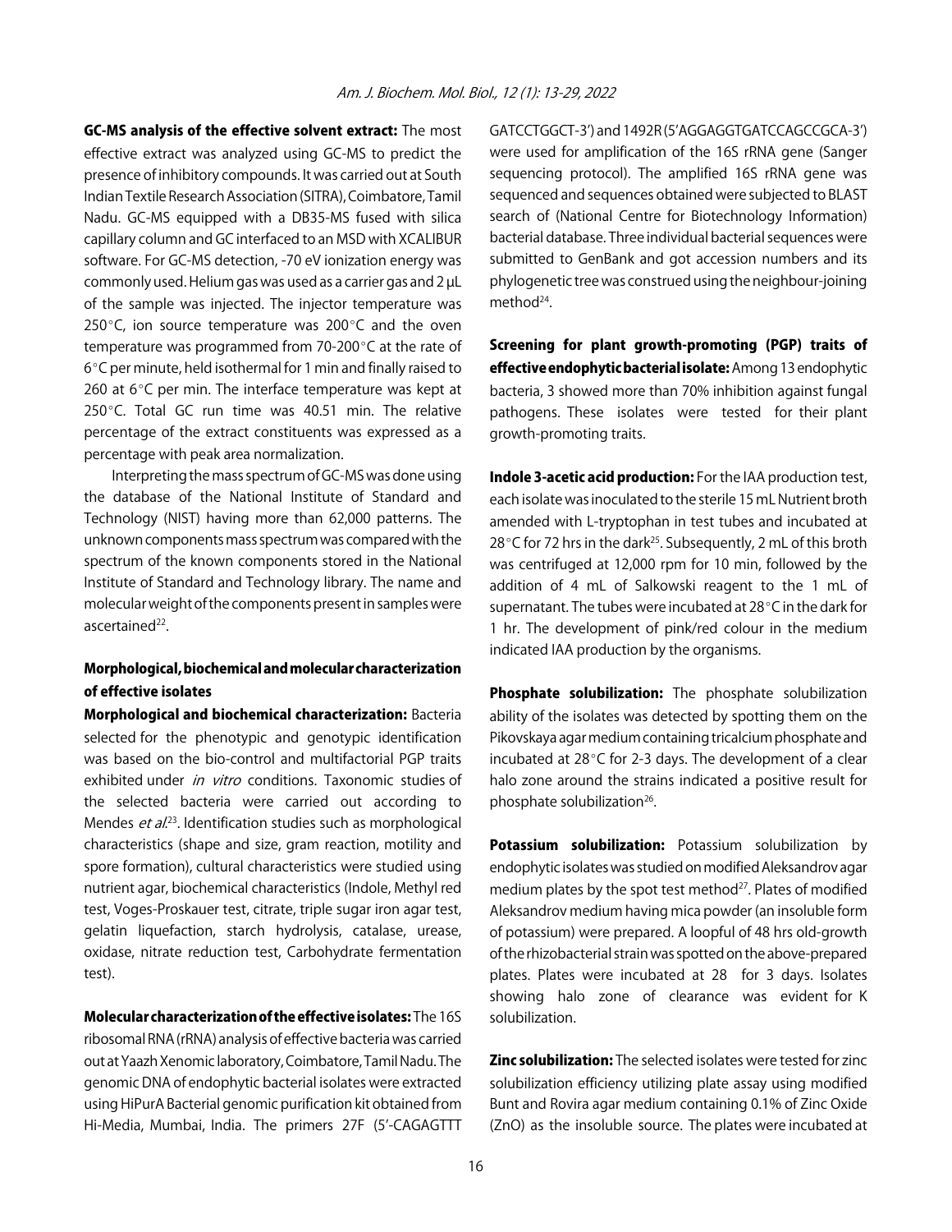**GC-MS analysis of the effective solvent extract:** The most effective extract was analyzed using GC-MS to predict the presence of inhibitory compounds. It was carried out at South Indian Textile Research Association (SITRA), Coimbatore, Tamil Nadu. GC-MS equipped with a DB35-MS fused with silica capillary column and GC interfaced to an MSD with XCALIBUR software. For GC-MS detection, -70 eV ionization energy was commonly used. Helium gas was used as a carrier gas and 2 µL of the sample was injected. The injector temperature was 250°C, ion source temperature was 200°C and the oven temperature was programmed from 70-200°C at the rate of 6°C per minute, held isothermal for 1 min and finally raised to 260 at 6°C per min. The interface temperature was kept at 250°C. Total GC run time was 40.51 min. The relative percentage of the extract constituents was expressed as a percentage with peak area normalization.

Interpreting the mass spectrum of GC-MS was done using the database of the National Institute of Standard and Technology (NIST) having more than 62,000 patterns. The unknown components mass spectrum was compared with the spectrum of the known components stored in the National Institute of Standard and Technology library. The name and molecular weight of the components present in samples were ascertained[22].

## Morphological, biochemical and molecular characterization of effective isolates

**Morphological and biochemical characterization:** Bacteria selected for the phenotypic and genotypic identification was based on the bio-control and multifactorial PGP traits exhibited under *in vitro* conditions. Taxonomic studies of the selected bacteria were carried out according to Mendes *et al.*[23]. Identification studies such as morphological characteristics (shape and size, gram reaction, motility and spore formation), cultural characteristics were studied using nutrient agar, biochemical characteristics (Indole, Methyl red test, Voges-Proskauer test, citrate, triple sugar iron agar test, gelatin liquefaction, starch hydrolysis, catalase, urease, oxidase, nitrate reduction test, Carbohydrate fermentation test).

**Molecular characterization of the effective isolates:** The 16S ribosomal RNA (rRNA) analysis of effective bacteria was carried out at Yaazh Xenomic laboratory, Coimbatore, Tamil Nadu. The genomic DNA of endophytic bacterial isolates were extracted using HiPurA Bacterial genomic purification kit obtained from Hi-Media, Mumbai, India. The primers 27F (5'-CAGAGTTTGATCCTGGCT-3') and 1492R (5'AGGAGGTGATCCAGCCGCA-3') were used for amplification of the 16S rRNA gene (Sanger sequencing protocol). The amplified 16S rRNA gene was sequenced and sequences obtained were subjected to BLAST search of (National Centre for Biotechnology Information) bacterial database. Three individual bacterial sequences were submitted to GenBank and got accession numbers and its phylogenetic tree was construed using the neighbour-joining method[24].

**Screening for plant growth-promoting (PGP) traits of effective endophytic bacterial isolate:** Among 13 endophytic bacteria, 3 showed more than 70% inhibition against fungal pathogens. These isolates were tested for their plant growth-promoting traits.

**Indole 3-acetic acid production:** For the IAA production test, each isolate was inoculated to the sterile 15 mL Nutrient broth amended with L-tryptophan in test tubes and incubated at 28°C for 72 hrs in the dark[25]. Subsequently, 2 mL of this broth was centrifuged at 12,000 rpm for 10 min, followed by the addition of 4 mL of Salkowski reagent to the 1 mL of supernatant. The tubes were incubated at 28°C in the dark for 1 hr. The development of pink/red colour in the medium indicated IAA production by the organisms.

**Phosphate solubilization:** The phosphate solubilization ability of the isolates was detected by spotting them on the Pikovskaya agar medium containing tricalcium phosphate and incubated at 28°C for 2-3 days. The development of a clear halo zone around the strains indicated a positive result for phosphate solubilization[26].

**Potassium solubilization:** Potassium solubilization by endophytic isolates was studied on modified Aleksandrov agar medium plates by the spot test method[27]. Plates of modified Aleksandrov medium having mica powder (an insoluble form of potassium) were prepared. A loopful of 48 hrs old-growth of the rhizobacterial strain was spotted on the above-prepared plates. Plates were incubated at 28 for 3 days. Isolates showing halo zone of clearance was evident for K solubilization.

**Zinc solubilization:** The selected isolates were tested for zinc solubilization efficiency utilizing plate assay using modified Bunt and Rovira agar medium containing 0.1% of Zinc Oxide (ZnO) as the insoluble source. The plates were incubated at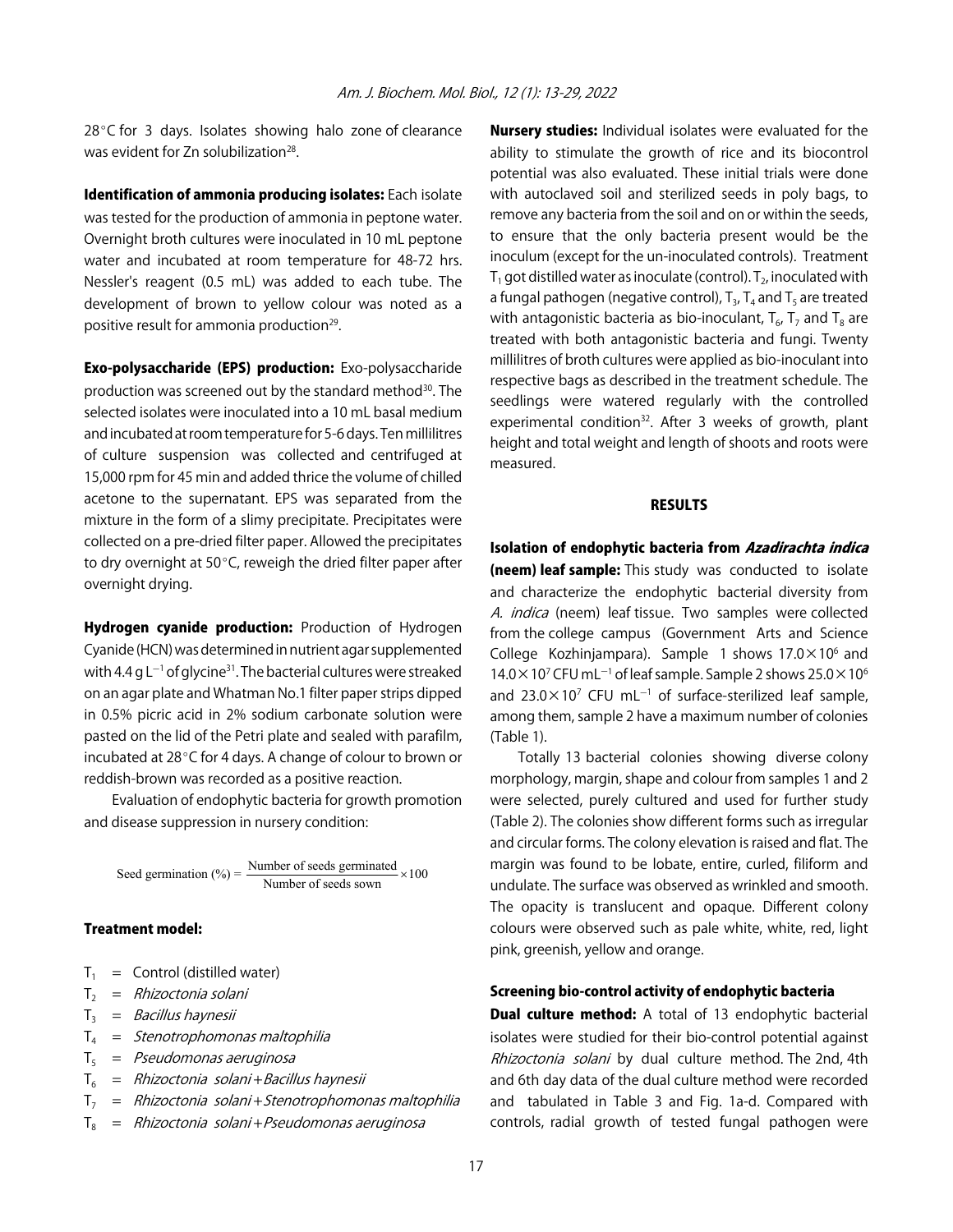28°C for 3 days. Isolates showing halo zone of clearance was evident for Zn solubilization[28].

**Identification of ammonia producing isolates:** Each isolate was tested for the production of ammonia in peptone water. Overnight broth cultures were inoculated in 10 mL peptone water and incubated at room temperature for 48-72 hrs. Nessler's reagent (0.5 mL) was added to each tube. The development of brown to yellow colour was noted as a positive result for ammonia production[29].

**Exo-polysaccharide (EPS) production:** Exo-polysaccharide production was screened out by the standard method[30]. The selected isolates were inoculated into a 10 mL basal medium and incubated at room temperature for 5-6 days. Ten millilitres of culture suspension was collected and centrifuged at 15,000 rpm for 45 min and added thrice the volume of chilled acetone to the supernatant. EPS was separated from the mixture in the form of a slimy precipitate. Precipitates were collected on a pre-dried filter paper. Allowed the precipitates to dry overnight at 50°C, reweigh the dried filter paper after overnight drying.

**Hydrogen cyanide production:** Production of Hydrogen Cyanide (HCN) was determined in nutrient agar supplemented with 4.4 g $L^{-1}$ of glycine[31]. The bacterial cultures were streaked on an agar plate and Whatman No.1 filter paper strips dipped in 0.5% picric acid in 2% sodium carbonate solution were pasted on the lid of the Petri plate and sealed with parafilm, incubated at 28°C for 4 days. A change of colour to brown or reddish-brown was recorded as a positive reaction.

Evaluation of endophytic bacteria for growth promotion and disease suppression in nursery condition:

$$\text{Seed germination (\%)} = \frac{\text{Number of seeds germinated}}{\text{Number of seeds sown}} \times 100$$

### Treatment model:

- $T_1$ = Control (distilled water)
- $T_2$ = *Rhizoctonia solani*
- $T_3$ = *Bacillus haynesii*
- $T_4$ = *Stenotrophomonas maltophilia*
- $T_5$ = *Pseudomonas aeruginosa*
- $T_6$ = *Rhizoctonia solani*+*Bacillus haynesii*
- $T_7$ = *Rhizoctonia solani*+*Stenotrophomonas maltophilia*
- $T_8$ = *Rhizoctonia solani*+*Pseudomonas aeruginosa*

**Nursery studies:** Individual isolates were evaluated for the ability to stimulate the growth of rice and its biocontrol potential was also evaluated. These initial trials were done with autoclaved soil and sterilized seeds in poly bags, to remove any bacteria from the soil and on or within the seeds, to ensure that the only bacteria present would be the inoculum (except for the un-inoculated controls). Treatment $T_1$ got distilled water as inoculate (control). $T_2$, inoculated with a fungal pathogen (negative control), $T_3$, $T_4$ and $T_5$ are treated with antagonistic bacteria as bio-inoculant, $T_6$, $T_7$ and $T_8$ are treated with both antagonistic bacteria and fungi. Twenty millilitres of broth cultures were applied as bio-inoculant into respective bags as described in the treatment schedule. The seedlings were watered regularly with the controlled experimental condition[32]. After 3 weeks of growth, plant height and total weight and length of shoots and roots were measured.

## RESULTS

**Isolation of endophytic bacteria from *Azadirachta indica* (neem) leaf sample:** This study was conducted to isolate and characterize the endophytic bacterial diversity from *A. indica* (neem) leaf tissue. Two samples were collected from the college campus (Government Arts and Science College Kozhinjampara). Sample 1 shows $17.0\times10^6$ and $14.0\times10^7$ CFU $mL^{-1}$ of leaf sample. Sample 2 shows $25.0\times10^6$ and $23.0\times10^7$ CFU $mL^{-1}$ of surface-sterilized leaf sample, among them, sample 2 have a maximum number of colonies (Table 1).

Totally 13 bacterial colonies showing diverse colony morphology, margin, shape and colour from samples 1 and 2 were selected, purely cultured and used for further study (Table 2). The colonies show different forms such as irregular and circular forms. The colony elevation is raised and flat. The margin was found to be lobate, entire, curled, filiform and undulate. The surface was observed as wrinkled and smooth. The opacity is translucent and opaque. Different colony colours were observed such as pale white, white, red, light pink, greenish, yellow and orange.

### Screening bio-control activity of endophytic bacteria

**Dual culture method:** A total of 13 endophytic bacterial isolates were studied for their bio-control potential against *Rhizoctonia solani* by dual culture method. The 2nd, 4th and 6th day data of the dual culture method were recorded and tabulated in Table 3 and Fig. 1a-d. Compared with controls, radial growth of tested fungal pathogen were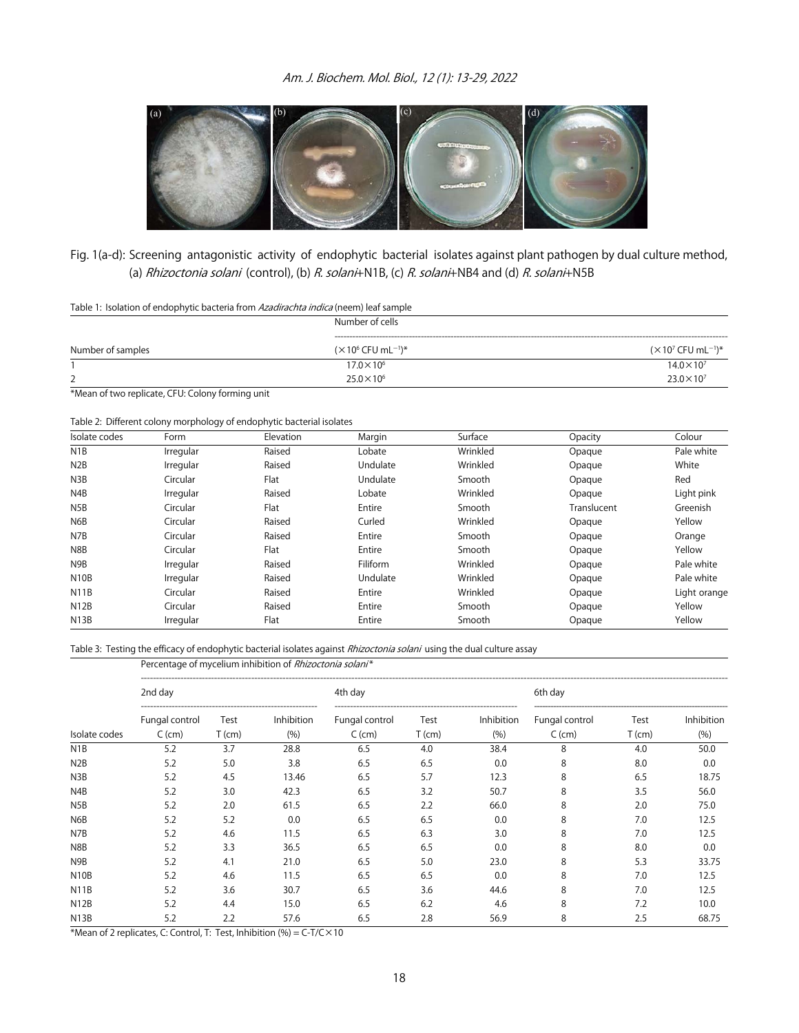Fig. 1(a-d): Screening antagonistic activity of endophytic bacterial isolates against plant pathogen by dual culture method, (a) *Rhizoctonia solani* (control), (b) *R. solani*+N1B, (c) *R. solani*+NB4 and (d) *R. solani*+N5B

Table 1: Isolation of endophytic bacteria from *Azadirachta indica* (neem) leaf sample

| Number of samples | Number of cells ($\times 10^6$ CFU mL$^{-1}$)* | ($\times 10^7$ CFU mL$^{-1}$)* |
|---|---|---|
| 1 | $17.0\times10^6$ | $14.0\times10^7$ |
| 2 | $25.0\times10^6$ | $23.0\times10^7$ |

*Mean of two replicate, CFU: Colony forming unit

Table 2: Different colony morphology of endophytic bacterial isolates

| Isolate codes | Form | Elevation | Margin | Surface | Opacity | Colour |
|---|---|---|---|---|---|---|
| N1B | Irregular | Raised | Lobate | Wrinkled | Opaque | Pale white |
| N2B | Irregular | Raised | Undulate | Wrinkled | Opaque | White |
| N3B | Circular | Flat | Undulate | Smooth | Opaque | Red |
| N4B | Irregular | Raised | Lobate | Wrinkled | Opaque | Light pink |
| N5B | Circular | Flat | Entire | Smooth | Translucent | Greenish |
| N6B | Circular | Raised | Curled | Wrinkled | Opaque | Yellow |
| N7B | Circular | Raised | Entire | Smooth | Opaque | Orange |
| N8B | Circular | Flat | Entire | Smooth | Opaque | Yellow |
| N9B | Irregular | Raised | Filiform | Wrinkled | Opaque | Pale white |
| N10B | Irregular | Raised | Undulate | Wrinkled | Opaque | Pale white |
| N11B | Circular | Raised | Entire | Wrinkled | Opaque | Light orange |
| N12B | Circular | Raised | Entire | Smooth | Opaque | Yellow |
| N13B | Irregular | Flat | Entire | Smooth | Opaque | Yellow |

Table 3: Testing the efficacy of endophytic bacterial isolates against *Rhizoctonia solani* using the dual culture assay

| | Percentage of mycelium inhibition of *Rhizoctonia solani** | | | | | | | | |
|---|---|---|---|---|---|---|---|---|---|
| | 2nd day | | | 4th day | | | 6th day | | |
| Isolate codes | Fungal control C (cm) | Test T (cm) | Inhibition (%) | Fungal control C (cm) | Test T (cm) | Inhibition (%) | Fungal control C (cm) | Test T (cm) | Inhibition (%) |
| N1B | 5.2 | 3.7 | 28.8 | 6.5 | 4.0 | 38.4 | 8 | 4.0 | 50.0 |
| N2B | 5.2 | 5.0 | 3.8 | 6.5 | 6.5 | 0.0 | 8 | 8.0 | 0.0 |
| N3B | 5.2 | 4.5 | 13.46 | 6.5 | 5.7 | 12.3 | 8 | 6.5 | 18.75 |
| N4B | 5.2 | 3.0 | 42.3 | 6.5 | 3.2 | 50.7 | 8 | 3.5 | 56.0 |
| N5B | 5.2 | 2.0 | 61.5 | 6.5 | 2.2 | 66.0 | 8 | 2.0 | 75.0 |
| N6B | 5.2 | 5.2 | 0.0 | 6.5 | 6.5 | 0.0 | 8 | 7.0 | 12.5 |
| N7B | 5.2 | 4.6 | 11.5 | 6.5 | 6.3 | 3.0 | 8 | 7.0 | 12.5 |
| N8B | 5.2 | 3.3 | 36.5 | 6.5 | 6.5 | 0.0 | 8 | 8.0 | 0.0 |
| N9B | 5.2 | 4.1 | 21.0 | 6.5 | 5.0 | 23.0 | 8 | 5.3 | 33.75 |
| N10B | 5.2 | 4.6 | 11.5 | 6.5 | 6.5 | 0.0 | 8 | 7.0 | 12.5 |
| N11B | 5.2 | 3.6 | 30.7 | 6.5 | 3.6 | 44.6 | 8 | 7.0 | 12.5 |
| N12B | 5.2 | 4.4 | 15.0 | 6.5 | 6.2 | 4.6 | 8 | 7.2 | 10.0 |
| N13B | 5.2 | 2.2 | 57.6 | 6.5 | 2.8 | 56.9 | 8 | 2.5 | 68.75 |

*Mean of 2 replicates, C: Control, T: Test, Inhibition (%) = C-T/C×10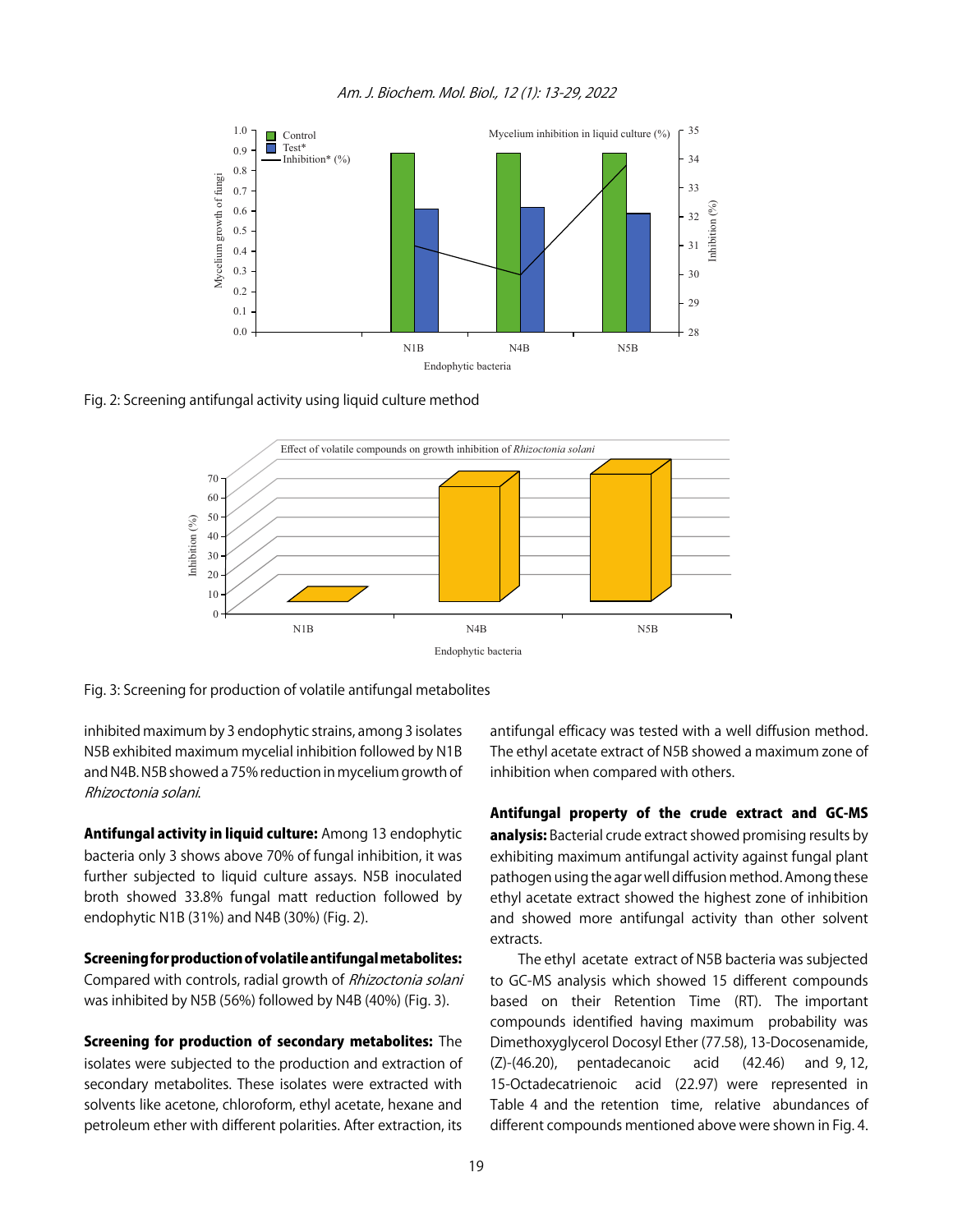Fig. 2: Screening antifungal activity using liquid culture method

Fig. 3: Screening for production of volatile antifungal metabolites

inhibited maximum by 3 endophytic strains, among 3 isolates N5B exhibited maximum mycelial inhibition followed by N1B and N4B. N5B showed a 75% reduction in mycelium growth of *Rhizoctonia solani*.

**Antifungal activity in liquid culture:** Among 13 endophytic bacteria only 3 shows above 70% of fungal inhibition, it was further subjected to liquid culture assays. N5B inoculated broth showed 33.8% fungal matt reduction followed by endophytic N1B (31%) and N4B (30%) (Fig. 2).

**Screening for production of volatile antifungal metabolites:** Compared with controls, radial growth of *Rhizoctonia solani* was inhibited by N5B (56%) followed by N4B (40%) (Fig. 3).

**Screening for production of secondary metabolites:** The isolates were subjected to the production and extraction of secondary metabolites. These isolates were extracted with solvents like acetone, chloroform, ethyl acetate, hexane and petroleum ether with different polarities. After extraction, its antifungal efficacy was tested with a well diffusion method. The ethyl acetate extract of N5B showed a maximum zone of inhibition when compared with others.

**Antifungal property of the crude extract and GC-MS analysis:** Bacterial crude extract showed promising results by exhibiting maximum antifungal activity against fungal plant pathogen using the agar well diffusion method. Among these ethyl acetate extract showed the highest zone of inhibition and showed more antifungal activity than other solvent extracts.

The ethyl acetate extract of N5B bacteria was subjected to GC-MS analysis which showed 15 different compounds based on their Retention Time (RT). The important compounds identified having maximum probability was Dimethoxyglycerol Docosyl Ether (77.58), 13-Docosenamide, (Z)-(46.20), pentadecanoic acid (42.46) and 9, 12, 15-Octadecatrienoic acid (22.97) were represented in Table 4 and the retention time, relative abundances of different compounds mentioned above were shown in Fig. 4.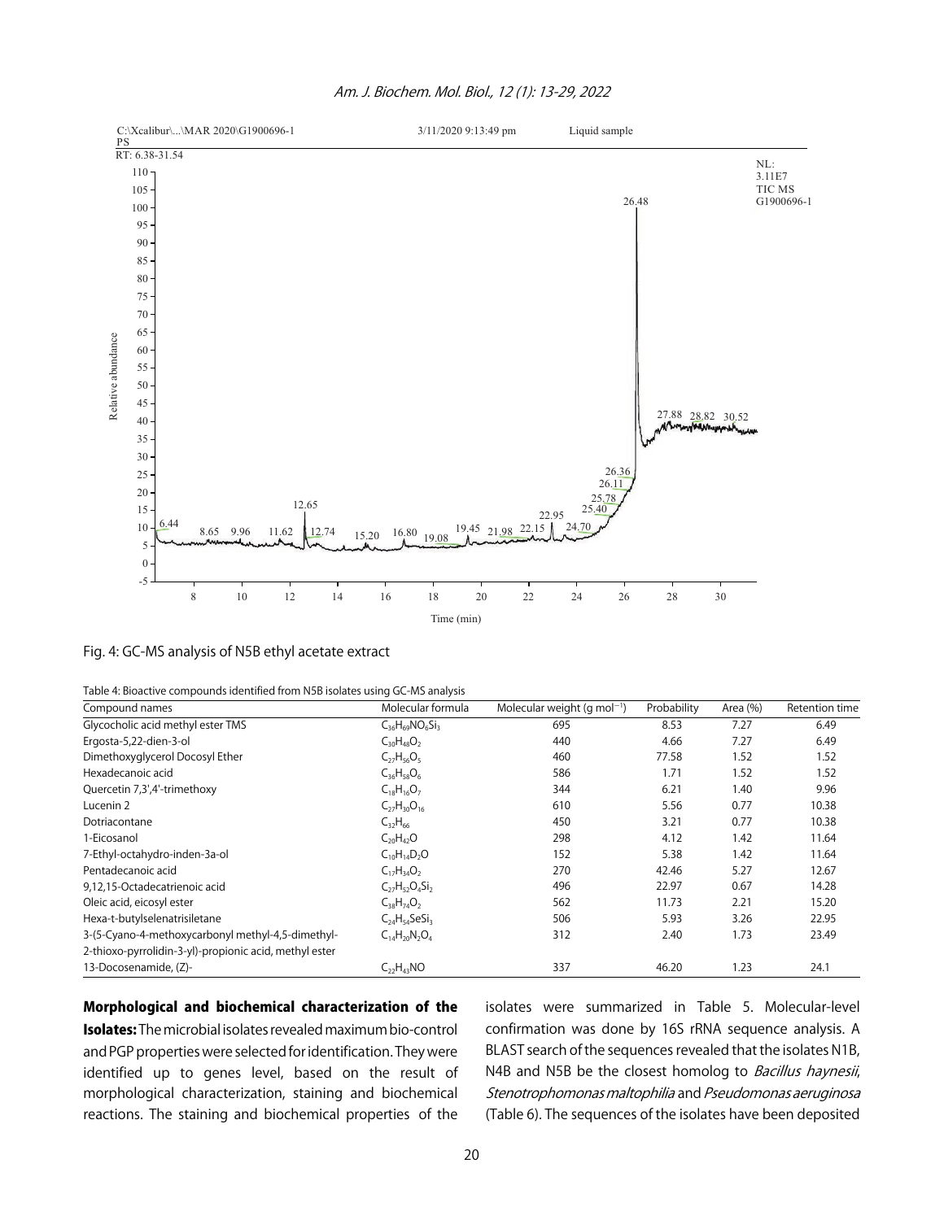Fig. 4: GC-MS analysis of N5B ethyl acetate extract

Table 4: Bioactive compounds identified from N5B isolates using GC-MS analysis

| Compound names | Molecular formula | Molecular weight (g $mol^{-1}$) | Probability | Area (%) | Retention time |
|---|---|---|---|---|---|
| Glycocholic acid methyl ester TMS | $C_{36}H_{69}NO_6Si_3$ | 695 | 8.53 | 7.27 | 6.49 |
| Ergosta-5,22-dien-3-ol | $C_{30}H_{48}O_2$ | 440 | 4.66 | 7.27 | 6.49 |
| Dimethoxyglycerol Docosyl Ether | $C_{27}H_{56}O_5$ | 460 | 77.58 | 1.52 | 1.52 |
| Hexadecanoic acid | $C_{36}H_{58}O_6$ | 586 | 1.71 | 1.52 | 1.52 |
| Quercetin 7,3',4'-trimethoxy | $C_{18}H_{16}O_7$ | 344 | 6.21 | 1.40 | 9.96 |
| Lucenin 2 | $C_{27}H_{30}O_{16}$ | 610 | 5.56 | 0.77 | 10.38 |
| Dotriacontane | $C_{32}H_{66}$ | 450 | 3.21 | 0.77 | 10.38 |
| 1-Eicosanol | $C_{20}H_{42}O$ | 298 | 4.12 | 1.42 | 11.64 |
| 7-Ethyl-octahydro-inden-3a-ol | $C_{10}H_{14}D_2O$ | 152 | 5.38 | 1.42 | 11.64 |
| Pentadecanoic acid | $C_{17}H_{34}O_2$ | 270 | 42.46 | 5.27 | 12.67 |
| 9,12,15-Octadecatrienoic acid | $C_{27}H_{52}O_4Si_2$ | 496 | 22.97 | 0.67 | 14.28 |
| Oleic acid, eicosyl ester | $C_{38}H_{74}O_2$ | 562 | 11.73 | 2.21 | 15.20 |
| Hexa-t-butylselenatrisiletane | $C_{24}H_{54}SeSi_3$ | 506 | 5.93 | 3.26 | 22.95 |
| 3-(5-Cyano-4-methoxycarbonyl methyl-4,5-dimethyl-2-thioxo-pyrrolidin-3-yl)-propionic acid, methyl ester | $C_{14}H_{20}N_2O_4$ | 312 | 2.40 | 1.73 | 23.49 |
| 13-Docosenamide, (Z)- | $C_{22}H_{43}NO$ | 337 | 46.20 | 1.23 | 24.1 |

**Morphological and biochemical characterization of the Isolates:** The microbial isolates revealed maximum bio-control and PGP properties were selected for identification. They were identified up to genes level, based on the result of morphological characterization, staining and biochemical reactions. The staining and biochemical properties of the isolates were summarized in Table 5. Molecular-level confirmation was done by 16S rRNA sequence analysis. A BLAST search of the sequences revealed that the isolates N1B, N4B and N5B be the closest homolog to *Bacillus haynesii*, *Stenotrophomonas maltophilia* and *Pseudomonas aeruginosa* (Table 6). The sequences of the isolates have been deposited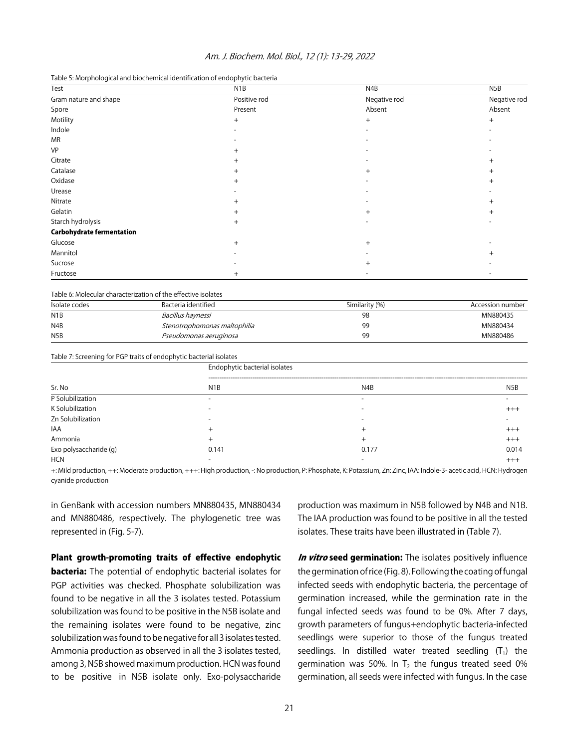Table 5: Morphological and biochemical identification of endophytic bacteria

| Test | N1B | N4B | N5B |
|---|---|---|---|
| Gram nature and shape | Positive rod | Negative rod | Negative rod |
| Spore | Present | Absent | Absent |
| Motility | + | + | + |
| Indole | - | - | - |
| MR | - | - | - |
| VP | + | - | - |
| Citrate | + | - | + |
| Catalase | + | + | + |
| Oxidase | + | - | + |
| Urease | - | - | - |
| Nitrate | + | - | + |
| Gelatin | + | + | + |
| Starch hydrolysis | + | - | - |
| **Carbohydrate fermentation** | | | |
| Glucose | + | + | - |
| Mannitol | - | - | + |
| Sucrose | - | + | - |
| Fructose | + | - | - |

Table 6: Molecular characterization of the effective isolates

| Isolate codes | Bacteria identified | Similarity (%) | Accession number |
|---|---|---|---|
| N1B | *Bacillus haynessi* | 98 | MN880435 |
| N4B | *Stenotrophomonas maltophilia* | 99 | MN880434 |
| N5B | *Pseudomonas aeruginosa* | 99 | MN880486 |

Table 7: Screening for PGP traits of endophytic bacterial isolates

| | Endophytic bacterial isolates | | |
|---|---|---|---|
| Sr. No | N1B | N4B | N5B |
| P Solubilization | - | - | - |
| K Solubilization | - | - | +++ |
| Zn Solubilization | - | - | - |
| IAA | + | + | +++ |
| Ammonia | + | + | +++ |
| Exo polysaccharide (g) | 0.141 | 0.177 | 0.014 |
| HCN | - | - | +++ |

+: Mild production, ++: Moderate production, +++: High production, -: No production, P: Phosphate, K: Potassium, Zn: Zinc, IAA: Indole-3- acetic acid, HCN: Hydrogen cyanide production

in GenBank with accession numbers MN880435, MN880434 and MN880486, respectively. The phylogenetic tree was represented in (Fig. 5-7).

**Plant growth-promoting traits of effective endophytic bacteria:** The potential of endophytic bacterial isolates for PGP activities was checked. Phosphate solubilization was found to be negative in all the 3 isolates tested. Potassium solubilization was found to be positive in the N5B isolate and the remaining isolates were found to be negative, zinc solubilization was found to be negative for all 3 isolates tested. Ammonia production as observed in all the 3 isolates tested, among 3, N5B showed maximum production. HCN was found to be positive in N5B isolate only. Exo-polysaccharide production was maximum in N5B followed by N4B and N1B. The IAA production was found to be positive in all the tested isolates. These traits have been illustrated in (Table 7).

***In vitro* seed germination:** The isolates positively influence the germination of rice (Fig. 8). Following the coating of fungal infected seeds with endophytic bacteria, the percentage of germination increased, while the germination rate in the fungal infected seeds was found to be 0%. After 7 days, growth parameters of fungus+endophytic bacteria-infected seedlings were superior to those of the fungus treated seedlings. In distilled water treated seedling ($T_1$) the germination was 50%. In $T_2$ the fungus treated seed 0% germination, all seeds were infected with fungus. In the case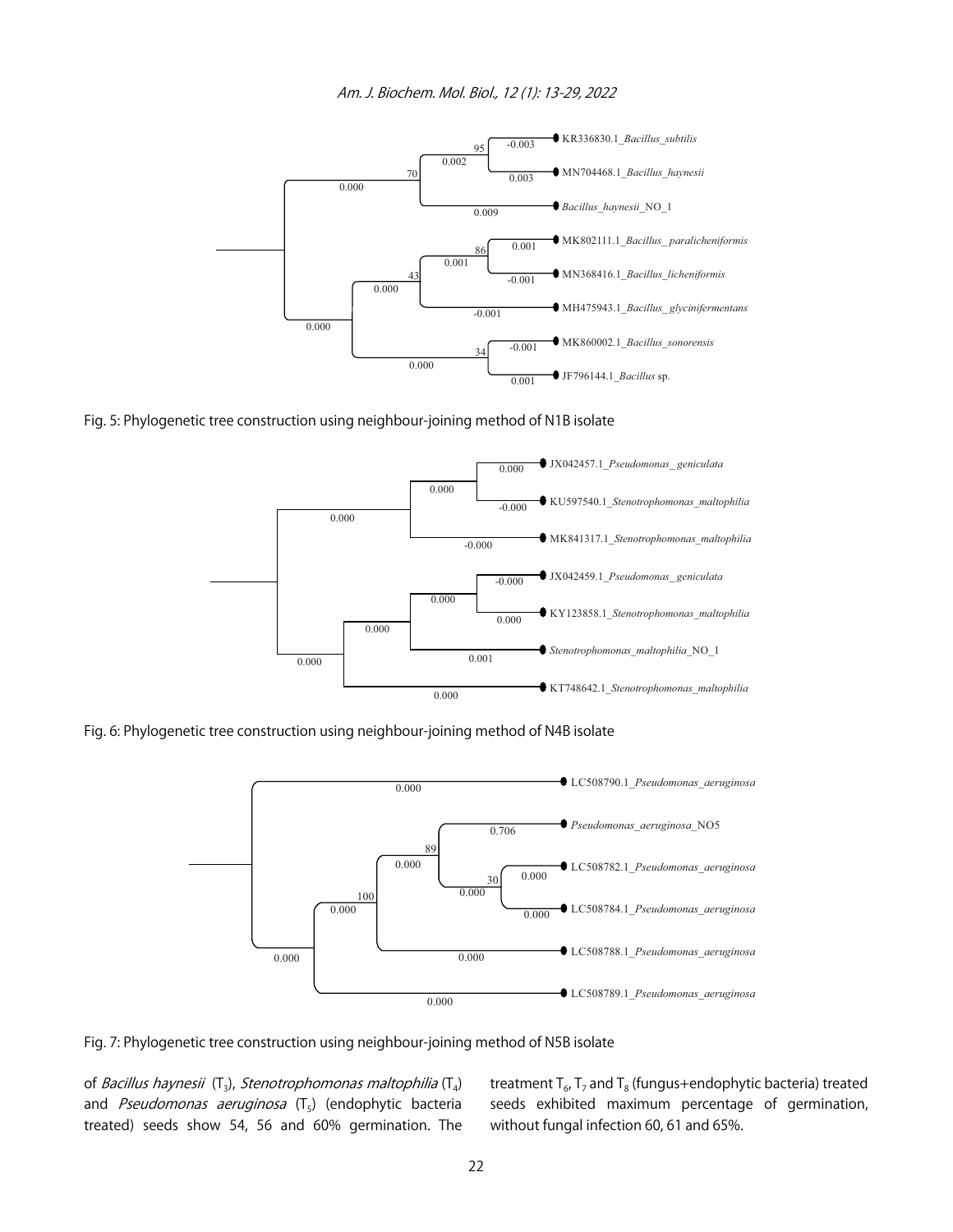Fig. 5: Phylogenetic tree construction using neighbour-joining method of N1B isolate

Fig. 6: Phylogenetic tree construction using neighbour-joining method of N4B isolate

Fig. 7: Phylogenetic tree construction using neighbour-joining method of N5B isolate

of *Bacillus haynesii* ($T_3$), *Stenotrophomonas maltophilia* ($T_4$) and *Pseudomonas aeruginosa* ($T_5$) (endophytic bacteria treated) seeds show 54, 56 and 60% germination. The treatment $T_6$, $T_7$ and $T_8$ (fungus+endophytic bacteria) treated seeds exhibited maximum percentage of germination, without fungal infection 60, 61 and 65%.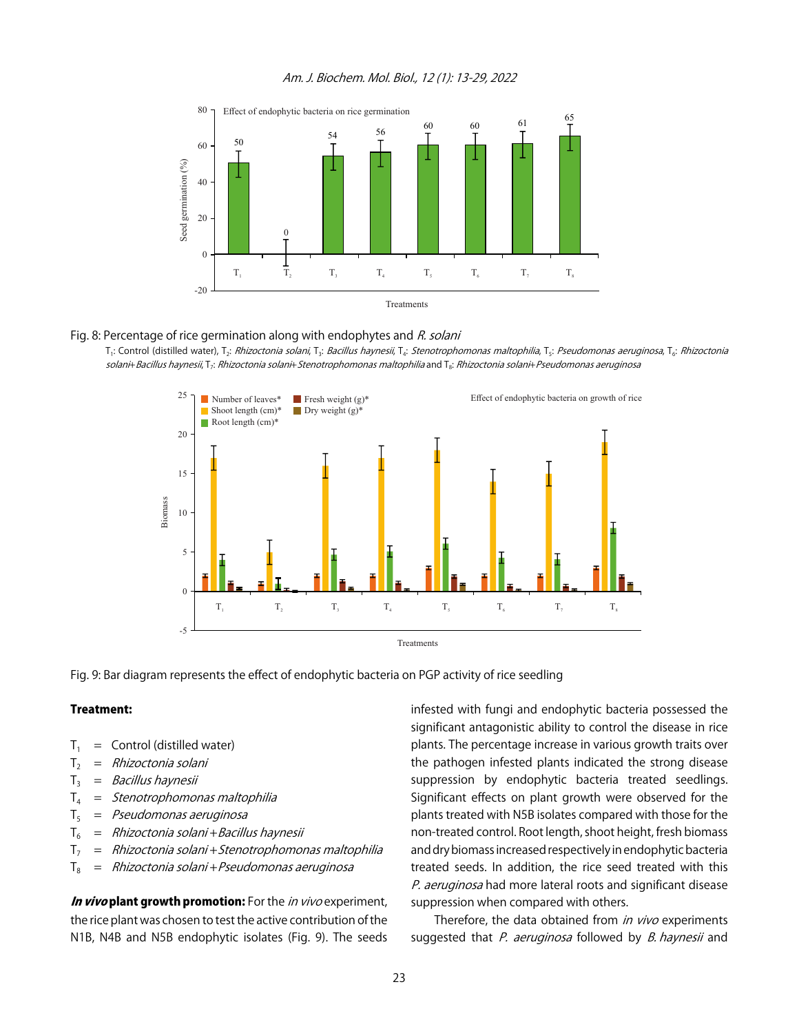Fig. 8: Percentage of rice germination along with endophytes and *R. solani*

$T_1$: Control (distilled water), $T_2$: *Rhizoctonia solani*, $T_3$: *Bacillus haynesii*, $T_4$: *Stenotrophomonas maltophilia*, $T_5$: *Pseudomonas aeruginosa*, $T_6$: *Rhizoctonia solani+Bacillus haynesii*, $T_7$: *Rhizoctonia solani+Stenotrophomonas maltophilia* and $T_8$: *Rhizoctonia solani+Pseudomonas aeruginosa*

Fig. 9: Bar diagram represents the effect of endophytic bacteria on PGP activity of rice seedling

**Treatment:**

- $T_1$ = Control (distilled water)
- $T_2$ = *Rhizoctonia solani*
- $T_3$ = *Bacillus haynesii*
- $T_4$ = *Stenotrophomonas maltophilia*
- $T_5$ = *Pseudomonas aeruginosa*
- $T_6$ = *Rhizoctonia solani+Bacillus haynesii*
- $T_7$ = *Rhizoctonia solani+Stenotrophomonas maltophilia*
- $T_8$ = *Rhizoctonia solani+Pseudomonas aeruginosa*

***In vivo* plant growth promotion:** For the *in vivo* experiment, the rice plant was chosen to test the active contribution of the N1B, N4B and N5B endophytic isolates (Fig. 9). The seeds infested with fungi and endophytic bacteria possessed the significant antagonistic ability to control the disease in rice plants. The percentage increase in various growth traits over the pathogen infested plants indicated the strong disease suppression by endophytic bacteria treated seedlings. Significant effects on plant growth were observed for the plants treated with N5B isolates compared with those for the non-treated control. Root length, shoot height, fresh biomass and dry biomass increased respectively in endophytic bacteria treated seeds. In addition, the rice seed treated with this *P. aeruginosa* had more lateral roots and significant disease suppression when compared with others.

Therefore, the data obtained from *in vivo* experiments suggested that *P. aeruginosa* followed by *B. haynesii* and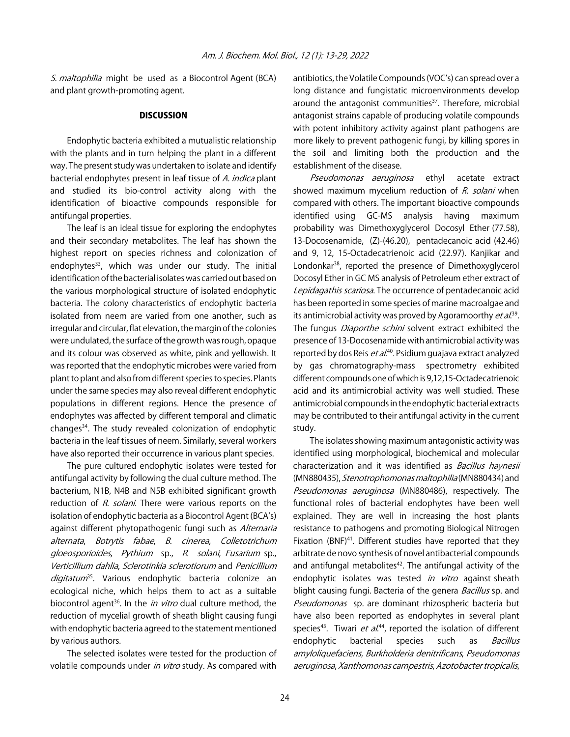*S. maltophilia* might be used as a Biocontrol Agent (BCA) and plant growth-promoting agent.

## DISCUSSION

Endophytic bacteria exhibited a mutualistic relationship with the plants and in turn helping the plant in a different way. The present study was undertaken to isolate and identify bacterial endophytes present in leaf tissue of *A. indica* plant and studied its bio-control activity along with the identification of bioactive compounds responsible for antifungal properties.

The leaf is an ideal tissue for exploring the endophytes and their secondary metabolites. The leaf has shown the highest report on species richness and colonization of endophytes[33], which was under our study. The initial identification of the bacterial isolates was carried out based on the various morphological structure of isolated endophytic bacteria. The colony characteristics of endophytic bacteria isolated from neem are varied from one another, such as irregular and circular, flat elevation, the margin of the colonies were undulated, the surface of the growth was rough, opaque and its colour was observed as white, pink and yellowish. It was reported that the endophytic microbes were varied from plant to plant and also from different species to species. Plants under the same species may also reveal different endophytic populations in different regions. Hence the presence of endophytes was affected by different temporal and climatic changes[34]. The study revealed colonization of endophytic bacteria in the leaf tissues of neem. Similarly, several workers have also reported their occurrence in various plant species.

The pure cultured endophytic isolates were tested for antifungal activity by following the dual culture method. The bacterium, N1B, N4B and N5B exhibited significant growth reduction of *R. solani*. There were various reports on the isolation of endophytic bacteria as a Biocontrol Agent (BCA's) against different phytopathogenic fungi such as *Alternaria alternata*, *Botrytis fabae*, *B. cinerea*, *Colletotrichum gloeosporioides*, *Pythium* sp., *R. solani*, *Fusarium* sp., *Verticillium dahlia*, *Sclerotinkia sclerotiorum* and *Penicillium digitatum*[35]. Various endophytic bacteria colonize an ecological niche, which helps them to act as a suitable biocontrol agent[36]. In the *in vitro* dual culture method, the reduction of mycelial growth of sheath blight causing fungi with endophytic bacteria agreed to the statement mentioned by various authors.

The selected isolates were tested for the production of volatile compounds under *in vitro* study. As compared with antibiotics, the Volatile Compounds (VOC's) can spread over a long distance and fungistatic microenvironments develop around the antagonist communities[37]. Therefore, microbial antagonist strains capable of producing volatile compounds with potent inhibitory activity against plant pathogens are more likely to prevent pathogenic fungi, by killing spores in the soil and limiting both the production and the establishment of the disease.

*Pseudomonas aeruginosa* ethyl acetate extract showed maximum mycelium reduction of *R. solani* when compared with others. The important bioactive compounds identified using GC-MS analysis having maximum probability was Dimethoxyglycerol Docosyl Ether (77.58), 13-Docosenamide, (Z)-(46.20), pentadecanoic acid (42.46) and 9, 12, 15-Octadecatrienoic acid (22.97). Kanjikar and Londonkar[38], reported the presence of Dimethoxyglycerol Docosyl Ether in GC MS analysis of Petroleum ether extract of *Lepidagathis scariosa*. The occurrence of pentadecanoic acid has been reported in some species of marine macroalgae and its antimicrobial activity was proved by Agoramoorthy *et al*.[39]. The fungus *Diaporthe schini* solvent extract exhibited the presence of 13-Docosenamide with antimicrobial activity was reported by dos Reis *et al*.[40]. Psidium guajava extract analyzed by gas chromatography-mass spectrometry exhibited different compounds one of which is 9,12,15-Octadecatrienoic acid and its antimicrobial activity was well studied. These antimicrobial compounds in the endophytic bacterial extracts may be contributed to their antifungal activity in the current study.

The isolates showing maximum antagonistic activity was identified using morphological, biochemical and molecular characterization and it was identified as *Bacillus haynesii* (MN880435), *Stenotrophomonas maltophilia* (MN880434) and *Pseudomonas aeruginosa* (MN880486), respectively. The functional roles of bacterial endophytes have been well explained. They are well in increasing the host plants resistance to pathogens and promoting Biological Nitrogen Fixation (BNF)[41]. Different studies have reported that they arbitrate de novo synthesis of novel antibacterial compounds and antifungal metabolites[42]. The antifungal activity of the endophytic isolates was tested *in vitro* against sheath blight causing fungi. Bacteria of the genera *Bacillus* sp. and *Pseudomonas* sp. are dominant rhizospheric bacteria but have also been reported as endophytes in several plant species[43]. Tiwari *et al*.[44], reported the isolation of different endophytic bacterial species such as *Bacillus amyloliquefaciens*, *Burkholderia denitrificans*, *Pseudomonas aeruginosa*, *Xanthomonas campestris*, *Azotobacter tropicalis*,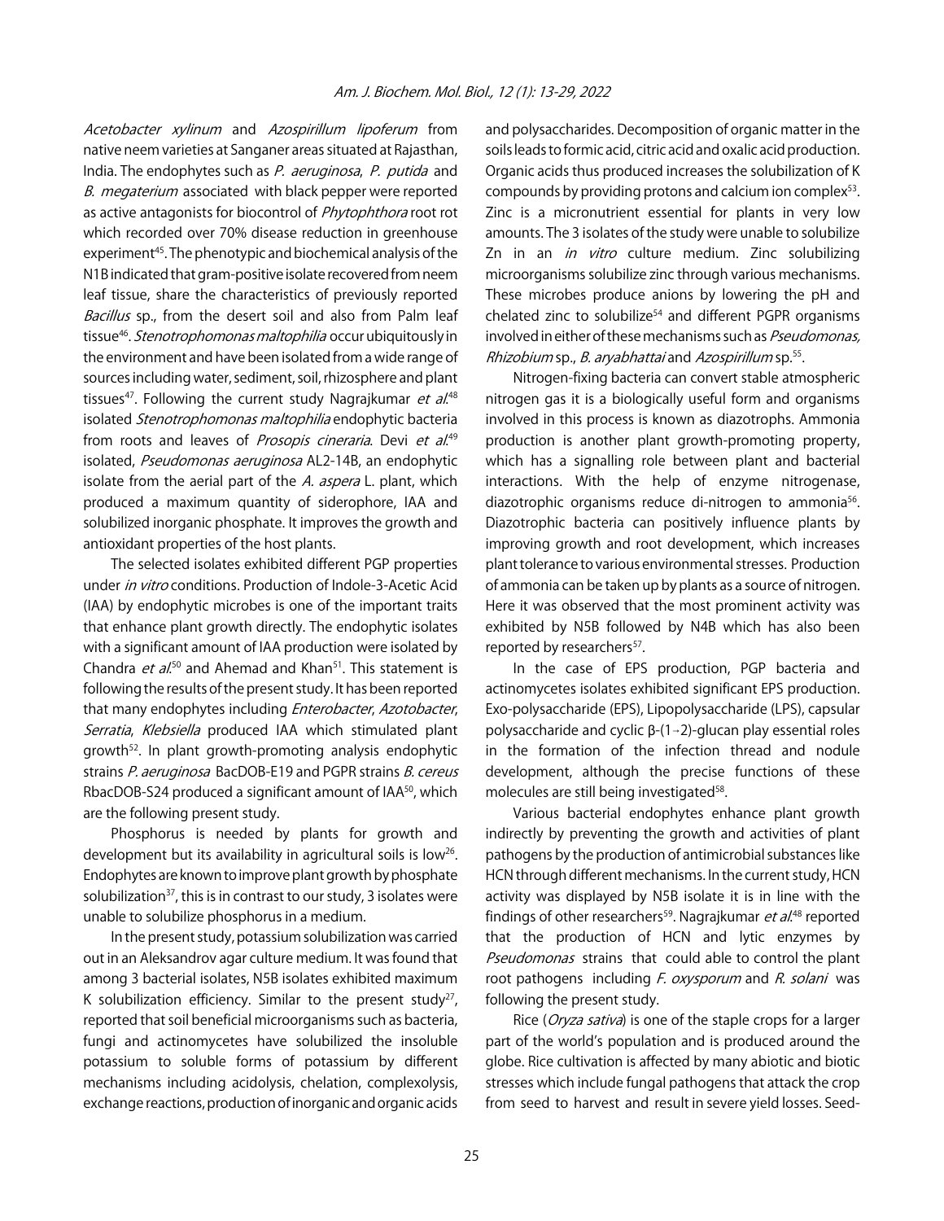*Acetobacter xylinum* and *Azospirillum lipoferum* from native neem varieties at Sanganer areas situated at Rajasthan, India. The endophytes such as *P. aeruginosa*, *P. putida* and *B. megaterium* associated with black pepper were reported as active antagonists for biocontrol of *Phytophthora* root rot which recorded over 70% disease reduction in greenhouse experiment[45]. The phenotypic and biochemical analysis of the N1B indicated that gram-positive isolate recovered from neem leaf tissue, share the characteristics of previously reported *Bacillus* sp., from the desert soil and also from Palm leaf tissue[46]. *Stenotrophomonas maltophilia* occur ubiquitously in the environment and have been isolated from a wide range of sources including water, sediment, soil, rhizosphere and plant tissues[47]. Following the current study Nagrajkumar *et al.*[48] isolated *Stenotrophomonas maltophilia* endophytic bacteria from roots and leaves of *Prosopis cineraria*. Devi *et al.*[49] isolated, *Pseudomonas aeruginosa* AL2-14B, an endophytic isolate from the aerial part of the *A. aspera* L. plant, which produced a maximum quantity of siderophore, IAA and solubilized inorganic phosphate. It improves the growth and antioxidant properties of the host plants.

The selected isolates exhibited different PGP properties under *in vitro* conditions. Production of Indole-3-Acetic Acid (IAA) by endophytic microbes is one of the important traits that enhance plant growth directly. The endophytic isolates with a significant amount of IAA production were isolated by Chandra *et al.*[50] and Ahemad and Khan[51]. This statement is following the results of the present study. It has been reported that many endophytes including *Enterobacter*, *Azotobacter*, *Serratia*, *Klebsiella* produced IAA which stimulated plant growth[52]. In plant growth-promoting analysis endophytic strains *P. aeruginosa* BacDOB-E19 and PGPR strains *B. cereus* RbacDOB-S24 produced a significant amount of IAA[50], which are the following present study.

Phosphorus is needed by plants for growth and development but its availability in agricultural soils is low[26]. Endophytes are known to improve plant growth by phosphate solubilization[37], this is in contrast to our study, 3 isolates were unable to solubilize phosphorus in a medium.

In the present study, potassium solubilization was carried out in an Aleksandrov agar culture medium. It was found that among 3 bacterial isolates, N5B isolates exhibited maximum K solubilization efficiency. Similar to the present study[27], reported that soil beneficial microorganisms such as bacteria, fungi and actinomycetes have solubilized the insoluble potassium to soluble forms of potassium by different mechanisms including acidolysis, chelation, complexolysis, exchange reactions, production of inorganic and organic acids and polysaccharides. Decomposition of organic matter in the soils leads to formic acid, citric acid and oxalic acid production. Organic acids thus produced increases the solubilization of K compounds by providing protons and calcium ion complex[53]. Zinc is a micronutrient essential for plants in very low amounts. The 3 isolates of the study were unable to solubilize Zn in an *in vitro* culture medium. Zinc solubilizing microorganisms solubilize zinc through various mechanisms. These microbes produce anions by lowering the pH and chelated zinc to solubilize[54] and different PGPR organisms involved in either of these mechanisms such as *Pseudomonas, Rhizobium* sp., *B. aryabhattai* and *Azospirillum* sp.[55].

Nitrogen-fixing bacteria can convert stable atmospheric nitrogen gas it is a biologically useful form and organisms involved in this process is known as diazotrophs. Ammonia production is another plant growth-promoting property, which has a signalling role between plant and bacterial interactions. With the help of enzyme nitrogenase, diazotrophic organisms reduce di-nitrogen to ammonia[56]. Diazotrophic bacteria can positively influence plants by improving growth and root development, which increases plant tolerance to various environmental stresses. Production of ammonia can be taken up by plants as a source of nitrogen. Here it was observed that the most prominent activity was exhibited by N5B followed by N4B which has also been reported by researchers[57].

In the case of EPS production, PGP bacteria and actinomycetes isolates exhibited significant EPS production. Exo-polysaccharide (EPS), Lipopolysaccharide (LPS), capsular polysaccharide and cyclic β-(1→2)-glucan play essential roles in the formation of the infection thread and nodule development, although the precise functions of these molecules are still being investigated[58].

Various bacterial endophytes enhance plant growth indirectly by preventing the growth and activities of plant pathogens by the production of antimicrobial substances like HCN through different mechanisms. In the current study, HCN activity was displayed by N5B isolate it is in line with the findings of other researchers[59]. Nagrajkumar *et al.*[48] reported that the production of HCN and lytic enzymes by *Pseudomonas* strains that could able to control the plant root pathogens including *F. oxysporum* and *R. solani* was following the present study.

Rice (*Oryza sativa*) is one of the staple crops for a larger part of the world's population and is produced around the globe. Rice cultivation is affected by many abiotic and biotic stresses which include fungal pathogens that attack the crop from seed to harvest and result in severe yield losses. Seed-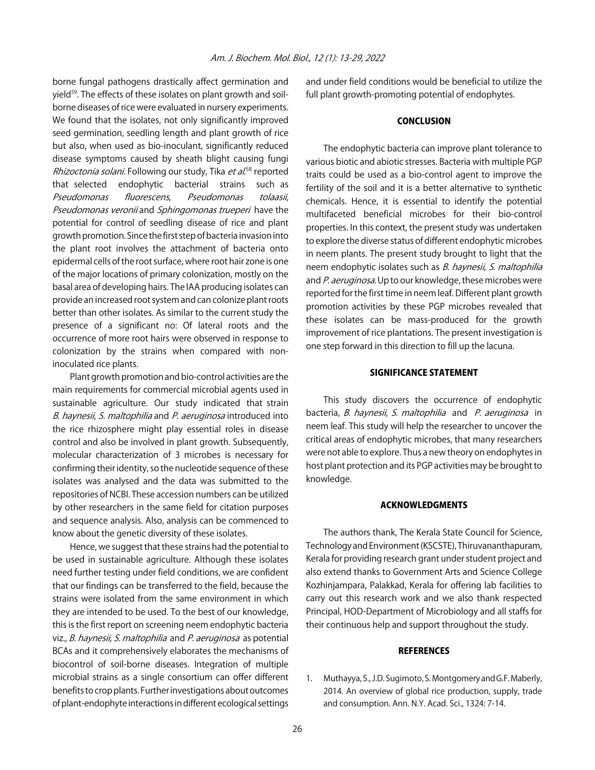borne fungal pathogens drastically affect germination and yield[59]. The effects of these isolates on plant growth and soil-borne diseases of rice were evaluated in nursery experiments. We found that the isolates, not only significantly improved seed germination, seedling length and plant growth of rice but also, when used as bio-inoculant, significantly reduced disease symptoms caused by sheath blight causing fungi *Rhizoctonia solani*. Following our study, Tika *et al*.[58] reported that selected endophytic bacterial strains such as *Pseudomonas fluorescens*, *Pseudomonas tolaasii*, *Pseudomonas veronii* and *Sphingomonas trueperi* have the potential for control of seedling disease of rice and plant growth promotion. Since the first step of bacteria invasion into the plant root involves the attachment of bacteria onto epidermal cells of the root surface, where root hair zone is one of the major locations of primary colonization, mostly on the basal area of developing hairs. The IAA producing isolates can provide an increased root system and can colonize plant roots better than other isolates. As similar to the current study the presence of a significant no: Of lateral roots and the occurrence of more root hairs were observed in response to colonization by the strains when compared with non-inoculated rice plants.

Plant growth promotion and bio-control activities are the main requirements for commercial microbial agents used in sustainable agriculture. Our study indicated that strain *B. haynesii*, *S. maltophilia* and *P. aeruginosa* introduced into the rice rhizosphere might play essential roles in disease control and also be involved in plant growth. Subsequently, molecular characterization of 3 microbes is necessary for confirming their identity, so the nucleotide sequence of these isolates was analysed and the data was submitted to the repositories of NCBI. These accession numbers can be utilized by other researchers in the same field for citation purposes and sequence analysis. Also, analysis can be commenced to know about the genetic diversity of these isolates.

Hence, we suggest that these strains had the potential to be used in sustainable agriculture. Although these isolates need further testing under field conditions, we are confident that our findings can be transferred to the field, because the strains were isolated from the same environment in which they are intended to be used. To the best of our knowledge, this is the first report on screening neem endophytic bacteria viz., *B. haynesii*, *S. maltophilia* and *P. aeruginosa* as potential BCAs and it comprehensively elaborates the mechanisms of biocontrol of soil-borne diseases. Integration of multiple microbial strains as a single consortium can offer different benefits to crop plants. Further investigations about outcomes of plant-endophyte interactions in different ecological settings and under field conditions would be beneficial to utilize the full plant growth-promoting potential of endophytes.

## CONCLUSION

The endophytic bacteria can improve plant tolerance to various biotic and abiotic stresses. Bacteria with multiple PGP traits could be used as a bio-control agent to improve the fertility of the soil and it is a better alternative to synthetic chemicals. Hence, it is essential to identify the potential multifaceted beneficial microbes for their bio-control properties. In this context, the present study was undertaken to explore the diverse status of different endophytic microbes in neem plants. The present study brought to light that the neem endophytic isolates such as *B. haynesii*, *S. maltophilia* and *P. aeruginosa*. Up to our knowledge, these microbes were reported for the first time in neem leaf. Different plant growth promotion activities by these PGP microbes revealed that these isolates can be mass-produced for the growth improvement of rice plantations. The present investigation is one step forward in this direction to fill up the lacuna.

## SIGNIFICANCE STATEMENT

This study discovers the occurrence of endophytic bacteria, *B. haynesii*, *S. maltophilia* and *P. aeruginosa* in neem leaf. This study will help the researcher to uncover the critical areas of endophytic microbes, that many researchers were not able to explore. Thus a new theory on endophytes in host plant protection and its PGP activities may be brought to knowledge.

## ACKNOWLEDGMENTS

The authors thank, The Kerala State Council for Science, Technology and Environment (KSCSTE), Thiruvananthapuram, Kerala for providing research grant under student project and also extend thanks to Government Arts and Science College Kozhinjampara, Palakkad, Kerala for offering lab facilities to carry out this research work and we also thank respected Principal, HOD-Department of Microbiology and all staffs for their continuous help and support throughout the study.

## REFERENCES

1. Muthayya, S., J.D. Sugimoto, S. Montgomery and G.F. Maberly, 2014. An overview of global rice production, supply, trade and consumption. Ann. N.Y. Acad. Sci., 1324: 7-14.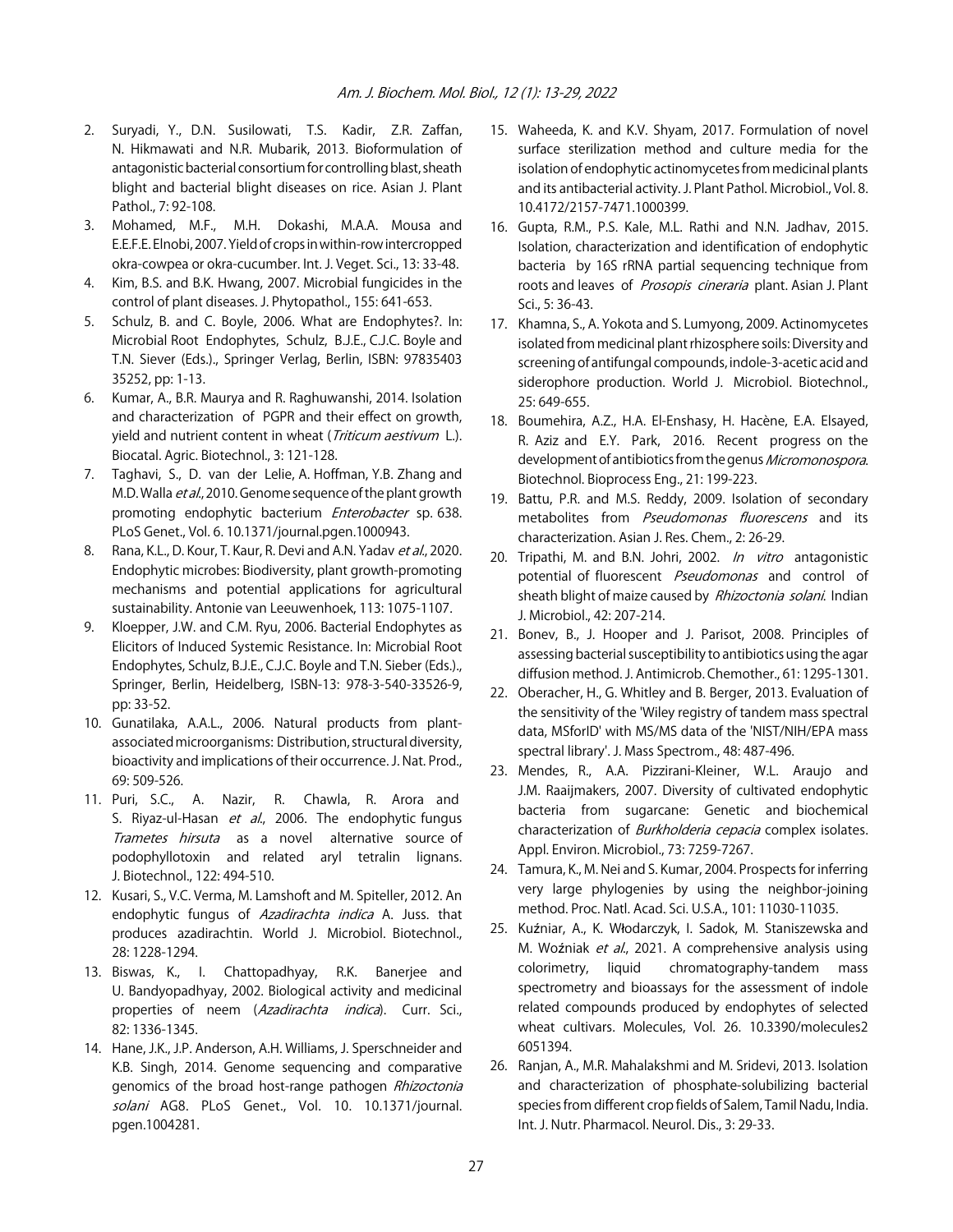2. Suryadi, Y., D.N. Susilowati, T.S. Kadir, Z.R. Zaffan, N. Hikmawati and N.R. Mubarik, 2013. Bioformulation of antagonistic bacterial consortium for controlling blast, sheath blight and bacterial blight diseases on rice. Asian J. Plant Pathol., 7: 92-108.
3. Mohamed, M.F., M.H. Dokashi, M.A.A. Mousa and E.E.F.E. Elnobi, 2007. Yield of crops in within-row intercropped okra-cowpea or okra-cucumber. Int. J. Veget. Sci., 13: 33-48.
4. Kim, B.S. and B.K. Hwang, 2007. Microbial fungicides in the control of plant diseases. J. Phytopathol., 155: 641-653.
5. Schulz, B. and C. Boyle, 2006. What are Endophytes?. In: Microbial Root Endophytes, Schulz, B.J.E., C.J.C. Boyle and T.N. Siever (Eds.)., Springer Verlag, Berlin, ISBN: 97835403 35252, pp: 1-13.
6. Kumar, A., B.R. Maurya and R. Raghuwanshi, 2014. Isolation and characterization of PGPR and their effect on growth, yield and nutrient content in wheat (*Triticum aestivum* L.). Biocatal. Agric. Biotechnol., 3: 121-128.
7. Taghavi, S., D. van der Lelie, A. Hoffman, Y.B. Zhang and M.D. Walla *et al*., 2010. Genome sequence of the plant growth promoting endophytic bacterium *Enterobacter* sp. 638. PLoS Genet., Vol. 6. 10.1371/journal.pgen.1000943.
8. Rana, K.L., D. Kour, T. Kaur, R. Devi and A.N. Yadav *et al*., 2020. Endophytic microbes: Biodiversity, plant growth-promoting mechanisms and potential applications for agricultural sustainability. Antonie van Leeuwenhoek, 113: 1075-1107.
9. Kloepper, J.W. and C.M. Ryu, 2006. Bacterial Endophytes as Elicitors of Induced Systemic Resistance. In: Microbial Root Endophytes, Schulz, B.J.E., C.J.C. Boyle and T.N. Sieber (Eds.)., Springer, Berlin, Heidelberg, ISBN-13: 978-3-540-33526-9, pp: 33-52.
10. Gunatilaka, A.A.L., 2006. Natural products from plant-associated microorganisms: Distribution, structural diversity, bioactivity and implications of their occurrence. J. Nat. Prod., 69: 509-526.
11. Puri, S.C., A. Nazir, R. Chawla, R. Arora and S. Riyaz-ul-Hasan *et al*., 2006. The endophytic fungus *Trametes hirsuta* as a novel alternative source of podophyllotoxin and related aryl tetralin lignans. J. Biotechnol., 122: 494-510.
12. Kusari, S., V.C. Verma, M. Lamshoft and M. Spiteller, 2012. An endophytic fungus of *Azadirachta indica* A. Juss. that produces azadirachtin. World J. Microbiol. Biotechnol., 28: 1228-1294.
13. Biswas, K., I. Chattopadhyay, R.K. Banerjee and U. Bandyopadhyay, 2002. Biological activity and medicinal properties of neem (*Azadirachta indica*). Curr. Sci., 82: 1336-1345.
14. Hane, J.K., J.P. Anderson, A.H. Williams, J. Sperschneider and K.B. Singh, 2014. Genome sequencing and comparative genomics of the broad host-range pathogen *Rhizoctonia solani* AG8. PLoS Genet., Vol. 10. 10.1371/journal.pgen.1004281.
15. Waheeda, K. and K.V. Shyam, 2017. Formulation of novel surface sterilization method and culture media for the isolation of endophytic actinomycetes from medicinal plants and its antibacterial activity. J. Plant Pathol. Microbiol., Vol. 8. 10.4172/2157-7471.1000399.
16. Gupta, R.M., P.S. Kale, M.L. Rathi and N.N. Jadhav, 2015. Isolation, characterization and identification of endophytic bacteria by 16S rRNA partial sequencing technique from roots and leaves of *Prosopis cineraria* plant. Asian J. Plant Sci., 5: 36-43.
17. Khamna, S., A. Yokota and S. Lumyong, 2009. Actinomycetes isolated from medicinal plant rhizosphere soils: Diversity and screening of antifungal compounds, indole-3-acetic acid and siderophore production. World J. Microbiol. Biotechnol., 25: 649-655.
18. Boumehira, A.Z., H.A. El-Enshasy, H. Hacène, E.A. Elsayed, R. Aziz and E.Y. Park, 2016. Recent progress on the development of antibiotics from the genus *Micromonospora*. Biotechnol. Bioprocess Eng., 21: 199-223.
19. Battu, P.R. and M.S. Reddy, 2009. Isolation of secondary metabolites from *Pseudomonas fluorescens* and its characterization. Asian J. Res. Chem., 2: 26-29.
20. Tripathi, M. and B.N. Johri, 2002. *In vitro* antagonistic potential of fluorescent *Pseudomonas* and control of sheath blight of maize caused by *Rhizoctonia solani*. Indian J. Microbiol., 42: 207-214.
21. Bonev, B., J. Hooper and J. Parisot, 2008. Principles of assessing bacterial susceptibility to antibiotics using the agar diffusion method. J. Antimicrob. Chemother., 61: 1295-1301.
22. Oberacher, H., G. Whitley and B. Berger, 2013. Evaluation of the sensitivity of the 'Wiley registry of tandem mass spectral data, MSforID' with MS/MS data of the 'NIST/NIH/EPA mass spectral library'. J. Mass Spectrom., 48: 487-496.
23. Mendes, R., A.A. Pizzirani-Kleiner, W.L. Araujo and J.M. Raaijmakers, 2007. Diversity of cultivated endophytic bacteria from sugarcane: Genetic and biochemical characterization of *Burkholderia cepacia* complex isolates. Appl. Environ. Microbiol., 73: 7259-7267.
24. Tamura, K., M. Nei and S. Kumar, 2004. Prospects for inferring very large phylogenies by using the neighbor-joining method. Proc. Natl. Acad. Sci. U.S.A., 101: 11030-11035.
25. Kuźniar, A., K. Włodarczyk, I. Sadok, M. Staniszewska and M. Woźniak *et al*., 2021. A comprehensive analysis using colorimetry, liquid chromatography-tandem mass spectrometry and bioassays for the assessment of indole related compounds produced by endophytes of selected wheat cultivars. Molecules, Vol. 26. 10.3390/molecules26051394.
26. Ranjan, A., M.R. Mahalakshmi and M. Sridevi, 2013. Isolation and characterization of phosphate-solubilizing bacterial species from different crop fields of Salem, Tamil Nadu, India. Int. J. Nutr. Pharmacol. Neurol. Dis., 3: 29-33.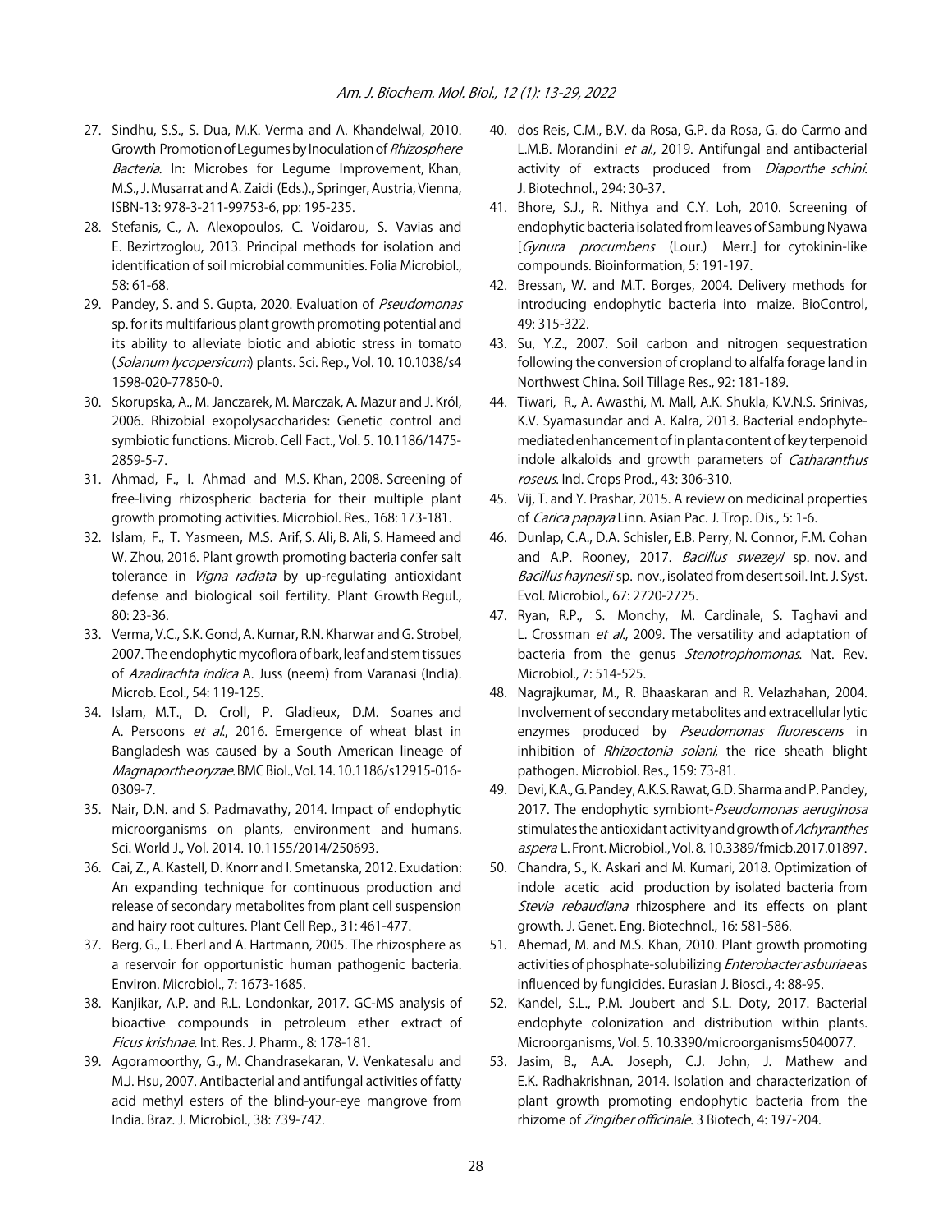27. Sindhu, S.S., S. Dua, M.K. Verma and A. Khandelwal, 2010. Growth Promotion of Legumes by Inoculation of *Rhizosphere Bacteria*. In: Microbes for Legume Improvement, Khan, M.S., J. Musarrat and A. Zaidi (Eds.)., Springer, Austria, Vienna, ISBN-13: 978-3-211-99753-6, pp: 195-235.
28. Stefanis, C., A. Alexopoulos, C. Voidarou, S. Vavias and E. Bezirtzoglou, 2013. Principal methods for isolation and identification of soil microbial communities. Folia Microbiol., 58: 61-68.
29. Pandey, S. and S. Gupta, 2020. Evaluation of *Pseudomonas* sp. for its multifarious plant growth promoting potential and its ability to alleviate biotic and abiotic stress in tomato (*Solanum lycopersicum*) plants. Sci. Rep., Vol. 10. 10.1038/s41598-020-77850-0.
30. Skorupska, A., M. Janczarek, M. Marczak, A. Mazur and J. Król, 2006. Rhizobial exopolysaccharides: Genetic control and symbiotic functions. Microb. Cell Fact., Vol. 5. 10.1186/1475-2859-5-7.
31. Ahmad, F., I. Ahmad and M.S. Khan, 2008. Screening of free-living rhizospheric bacteria for their multiple plant growth promoting activities. Microbiol. Res., 168: 173-181.
32. Islam, F., T. Yasmeen, M.S. Arif, S. Ali, B. Ali, S. Hameed and W. Zhou, 2016. Plant growth promoting bacteria confer salt tolerance in *Vigna radiata* by up-regulating antioxidant defense and biological soil fertility. Plant Growth Regul., 80: 23-36.
33. Verma, V.C., S.K. Gond, A. Kumar, R.N. Kharwar and G. Strobel, 2007. The endophytic mycoflora of bark, leaf and stem tissues of *Azadirachta indica* A. Juss (neem) from Varanasi (India). Microb. Ecol., 54: 119-125.
34. Islam, M.T., D. Croll, P. Gladieux, D.M. Soanes and A. Persoons *et al*., 2016. Emergence of wheat blast in Bangladesh was caused by a South American lineage of *Magnaporthe oryzae*. BMC Biol., Vol. 14. 10.1186/s12915-016-0309-7.
35. Nair, D.N. and S. Padmavathy, 2014. Impact of endophytic microorganisms on plants, environment and humans. Sci. World J., Vol. 2014. 10.1155/2014/250693.
36. Cai, Z., A. Kastell, D. Knorr and I. Smetanska, 2012. Exudation: An expanding technique for continuous production and release of secondary metabolites from plant cell suspension and hairy root cultures. Plant Cell Rep., 31: 461-477.
37. Berg, G., L. Eberl and A. Hartmann, 2005. The rhizosphere as a reservoir for opportunistic human pathogenic bacteria. Environ. Microbiol., 7: 1673-1685.
38. Kanjikar, A.P. and R.L. Londonkar, 2017. GC-MS analysis of bioactive compounds in petroleum ether extract of *Ficus krishnae*. Int. Res. J. Pharm., 8: 178-181.
39. Agoramoorthy, G., M. Chandrasekaran, V. Venkatesalu and M.J. Hsu, 2007. Antibacterial and antifungal activities of fatty acid methyl esters of the blind-your-eye mangrove from India. Braz. J. Microbiol., 38: 739-742.
40. dos Reis, C.M., B.V. da Rosa, G.P. da Rosa, G. do Carmo and L.M.B. Morandini *et al*., 2019. Antifungal and antibacterial activity of extracts produced from *Diaporthe schini*. J. Biotechnol., 294: 30-37.
41. Bhore, S.J., R. Nithya and C.Y. Loh, 2010. Screening of endophytic bacteria isolated from leaves of Sambung Nyawa [*Gynura procumbens* (Lour.) Merr.] for cytokinin-like compounds. Bioinformation, 5: 191-197.
42. Bressan, W. and M.T. Borges, 2004. Delivery methods for introducing endophytic bacteria into maize. BioControl, 49: 315-322.
43. Su, Y.Z., 2007. Soil carbon and nitrogen sequestration following the conversion of cropland to alfalfa forage land in Northwest China. Soil Tillage Res., 92: 181-189.
44. Tiwari, R., A. Awasthi, M. Mall, A.K. Shukla, K.V.N.S. Srinivas, K.V. Syamasundar and A. Kalra, 2013. Bacterial endophyte-mediated enhancement of in planta content of key terpenoid indole alkaloids and growth parameters of *Catharanthus roseus*. Ind. Crops Prod., 43: 306-310.
45. Vij, T. and Y. Prashar, 2015. A review on medicinal properties of *Carica papaya* Linn. Asian Pac. J. Trop. Dis., 5: 1-6.
46. Dunlap, C.A., D.A. Schisler, E.B. Perry, N. Connor, F.M. Cohan and A.P. Rooney, 2017. *Bacillus swezeyi* sp. nov. and *Bacillus haynesii* sp. nov., isolated from desert soil. Int. J. Syst. Evol. Microbiol., 67: 2720-2725.
47. Ryan, R.P., S. Monchy, M. Cardinale, S. Taghavi and L. Crossman *et al*., 2009. The versatility and adaptation of bacteria from the genus *Stenotrophomonas*. Nat. Rev. Microbiol., 7: 514-525.
48. Nagrajkumar, M., R. Bhaaskaran and R. Velazhahan, 2004. Involvement of secondary metabolites and extracellular lytic enzymes produced by *Pseudomonas fluorescens* in inhibition of *Rhizoctonia solani*, the rice sheath blight pathogen. Microbiol. Res., 159: 73-81.
49. Devi, K.A., G. Pandey, A.K.S. Rawat, G.D. Sharma and P. Pandey, 2017. The endophytic symbiont-*Pseudomonas aeruginosa* stimulates the antioxidant activity and growth of *Achyranthes aspera* L. Front. Microbiol., Vol. 8. 10.3389/fmicb.2017.01897.
50. Chandra, S., K. Askari and M. Kumari, 2018. Optimization of indole acetic acid production by isolated bacteria from *Stevia rebaudiana* rhizosphere and its effects on plant growth. J. Genet. Eng. Biotechnol., 16: 581-586.
51. Ahemad, M. and M.S. Khan, 2010. Plant growth promoting activities of phosphate-solubilizing *Enterobacter asburiae* as influenced by fungicides. Eurasian J. Biosci., 4: 88-95.
52. Kandel, S.L., P.M. Joubert and S.L. Doty, 2017. Bacterial endophyte colonization and distribution within plants. Microorganisms, Vol. 5. 10.3390/microorganisms5040077.
53. Jasim, B., A.A. Joseph, C.J. John, J. Mathew and E.K. Radhakrishnan, 2014. Isolation and characterization of plant growth promoting endophytic bacteria from the rhizome of *Zingiber officinale*. 3 Biotech, 4: 197-204.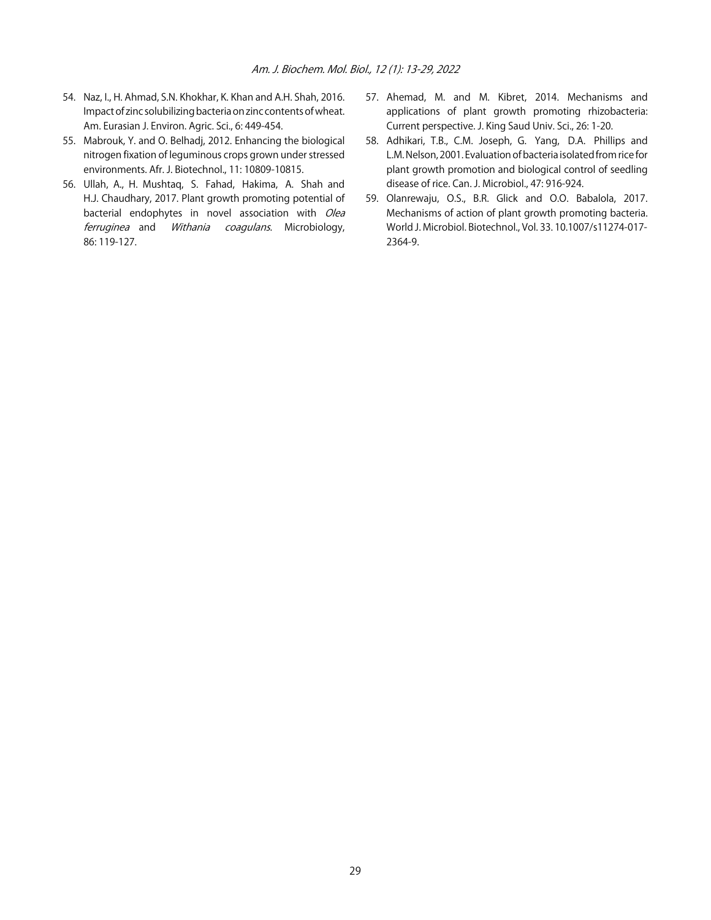54. Naz, I., H. Ahmad, S.N. Khokhar, K. Khan and A.H. Shah, 2016. Impact of zinc solubilizing bacteria on zinc contents of wheat. Am. Eurasian J. Environ. Agric. Sci., 6: 449-454.
55. Mabrouk, Y. and O. Belhadj, 2012. Enhancing the biological nitrogen fixation of leguminous crops grown under stressed environments. Afr. J. Biotechnol., 11: 10809-10815.
56. Ullah, A., H. Mushtaq, S. Fahad, Hakima, A. Shah and H.J. Chaudhary, 2017. Plant growth promoting potential of bacterial endophytes in novel association with *Olea ferruginea* and *Withania coagulans*. Microbiology, 86: 119-127.
57. Ahemad, M. and M. Kibret, 2014. Mechanisms and applications of plant growth promoting rhizobacteria: Current perspective. J. King Saud Univ. Sci., 26: 1-20.
58. Adhikari, T.B., C.M. Joseph, G. Yang, D.A. Phillips and L.M. Nelson, 2001. Evaluation of bacteria isolated from rice for plant growth promotion and biological control of seedling disease of rice. Can. J. Microbiol., 47: 916-924.
59. Olanrewaju, O.S., B.R. Glick and O.O. Babalola, 2017. Mechanisms of action of plant growth promoting bacteria. World J. Microbiol. Biotechnol., Vol. 33. 10.1007/s11274-017-2364-9.